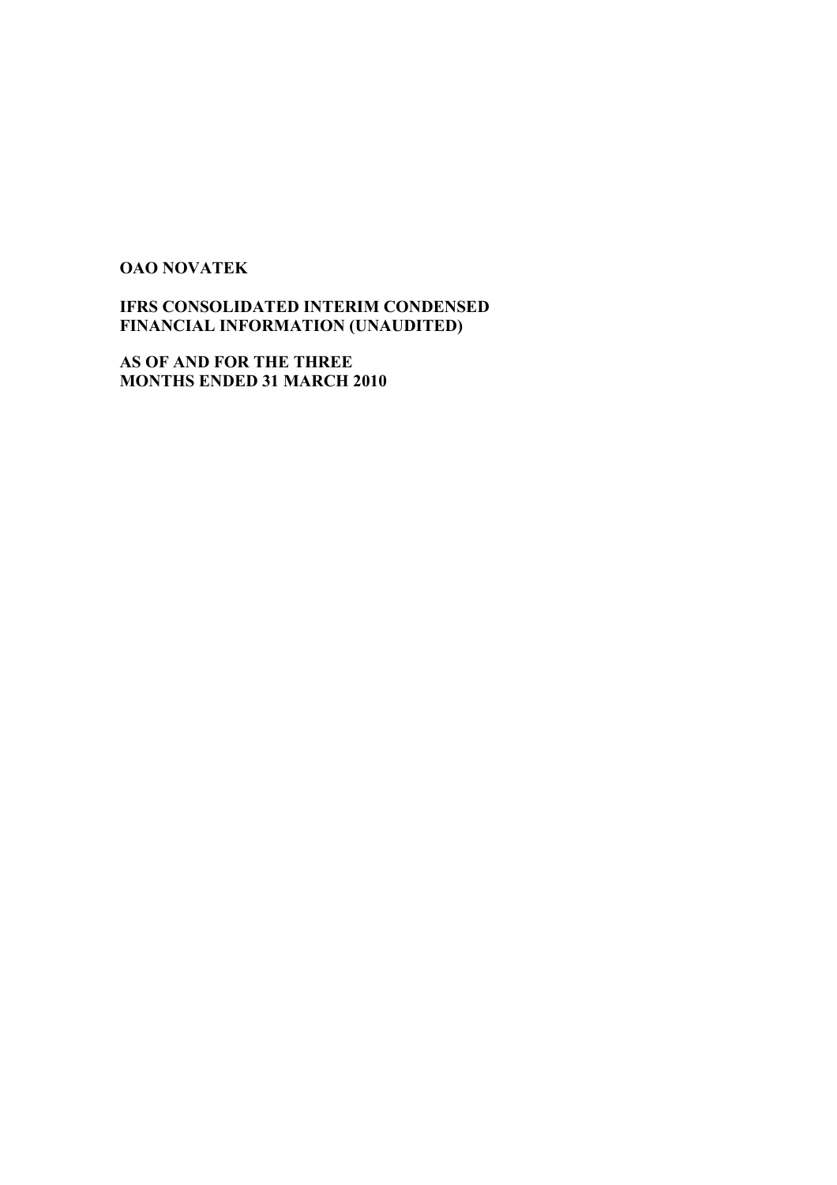**OAO NOVATEK**

**IFRS CONSOLIDATED INTERIM CONDENSED FINANCIAL INFORMATION (UNAUDITED)**

**AS OF AND FOR THE THREE MONTHS ENDED 31 MARCH 2010**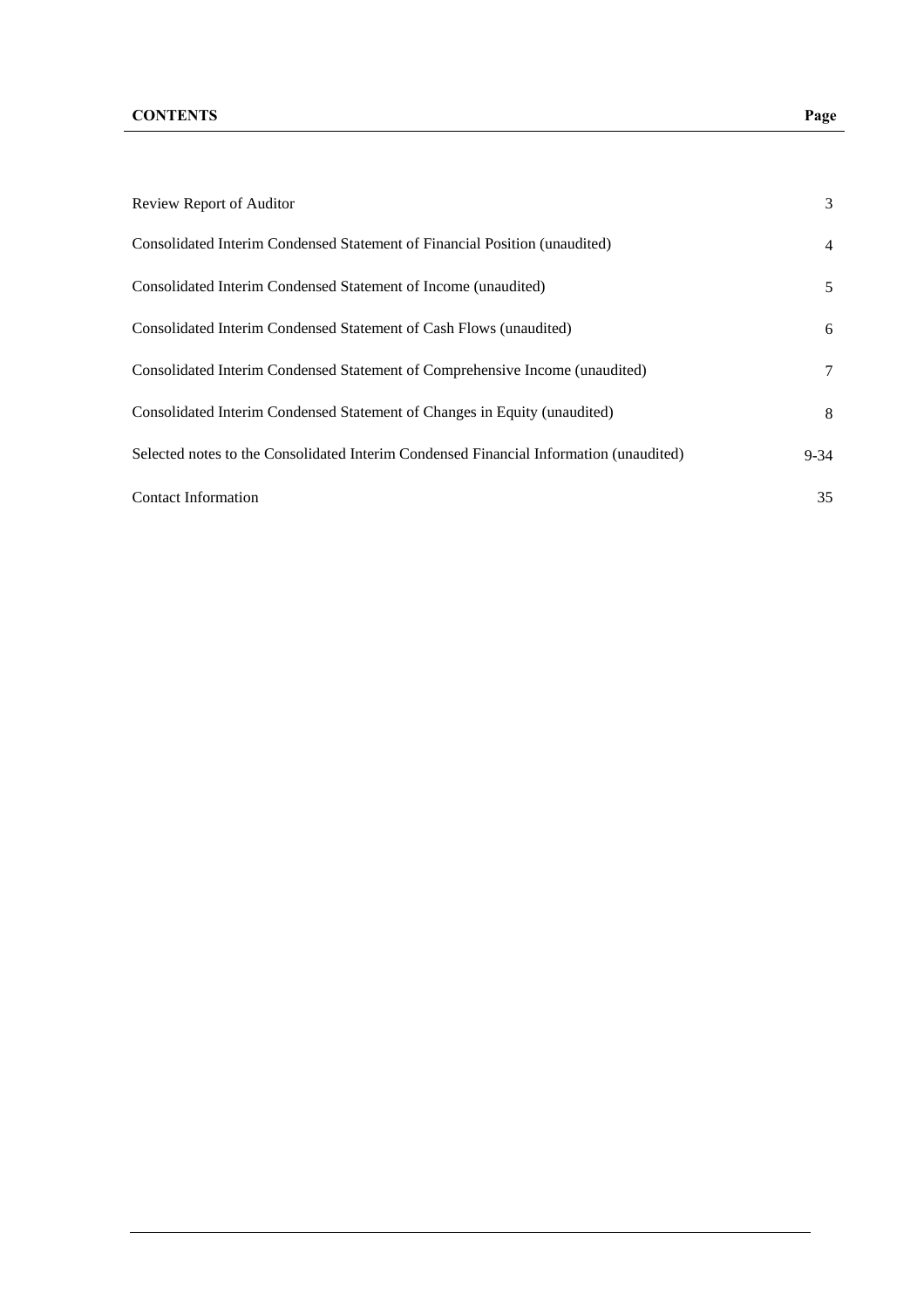| **CONTENTS** | **Page** |
|---|---|
| Review Report of Auditor | 3 |
| Consolidated Interim Condensed Statement of Financial Position (unaudited) | 4 |
| Consolidated Interim Condensed Statement of Income (unaudited) | 5 |
| Consolidated Interim Condensed Statement of Cash Flows (unaudited) | 6 |
| Consolidated Interim Condensed Statement of Comprehensive Income (unaudited) | 7 |
| Consolidated Interim Condensed Statement of Changes in Equity (unaudited) | 8 |
| Selected notes to the Consolidated Interim Condensed Financial Information (unaudited) | 9-34 |
| Contact Information | 35 |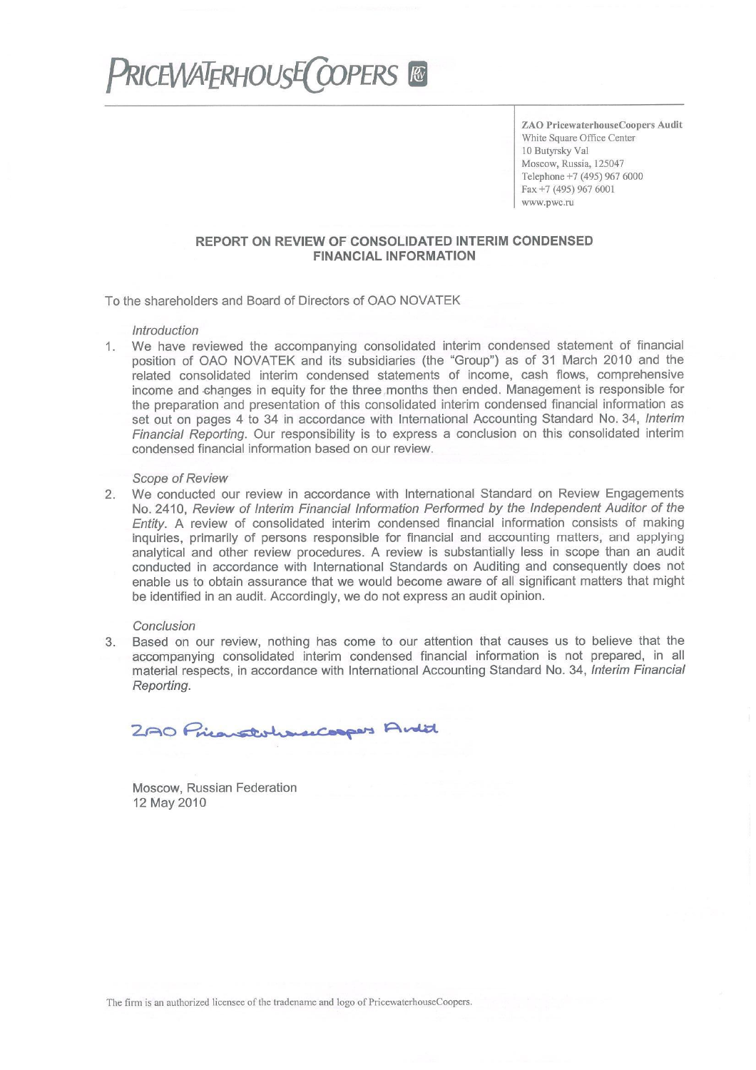# PRICEWATERHOUSECOOPERS

**ZAO PricewaterhouseCoopers Audit**
White Square Office Center
10 Butyrsky Val
Moscow, Russia, 125047
Telephone +7 (495) 967 6000
Fax +7 (495) 967 6001
www.pwc.ru

## REPORT ON REVIEW OF CONSOLIDATED INTERIM CONDENSED FINANCIAL INFORMATION

To the shareholders and Board of Directors of OAO NOVATEK

*Introduction*

1. We have reviewed the accompanying consolidated interim condensed statement of financial position of OAO NOVATEK and its subsidiaries (the "Group") as of 31 March 2010 and the related consolidated interim condensed statements of income, cash flows, comprehensive income and changes in equity for the three months then ended. Management is responsible for the preparation and presentation of this consolidated interim condensed financial information as set out on pages 4 to 34 in accordance with International Accounting Standard No. 34, *Interim Financial Reporting*. Our responsibility is to express a conclusion on this consolidated interim condensed financial information based on our review.

*Scope of Review*

2. We conducted our review in accordance with International Standard on Review Engagements No. 2410, *Review of Interim Financial Information Performed by the Independent Auditor of the Entity*. A review of consolidated interim condensed financial information consists of making inquiries, primarily of persons responsible for financial and accounting matters, and applying analytical and other review procedures. A review is substantially less in scope than an audit conducted in accordance with International Standards on Auditing and consequently does not enable us to obtain assurance that we would become aware of all significant matters that might be identified in an audit. Accordingly, we do not express an audit opinion.

*Conclusion*

3. Based on our review, nothing has come to our attention that causes us to believe that the accompanying consolidated interim condensed financial information is not prepared, in all material respects, in accordance with International Accounting Standard No. 34, *Interim Financial Reporting*.

ZAO PricewaterhouseCoopers Audit

Moscow, Russian Federation
12 May 2010

The firm is an authorized licensee of the tradename and logo of PricewaterhouseCoopers.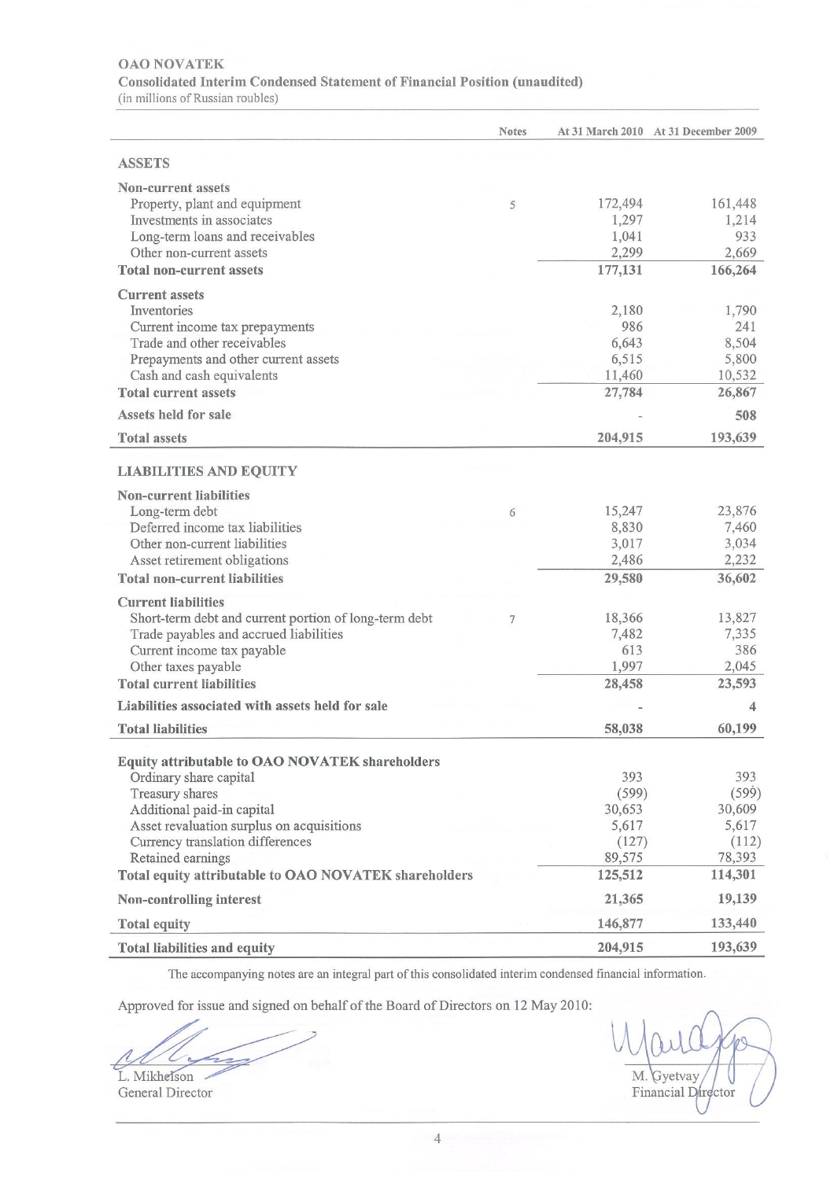# OAO NOVATEK

## Consolidated Interim Condensed Statement of Financial Position (unaudited)

(in millions of Russian roubles)

| | Notes | At 31 March 2010 | At 31 December 2009 |
|---|---|---|---|
| **ASSETS** | | | |
| **Non-current assets** | | | |
| Property, plant and equipment | 5 | 172,494 | 161,448 |
| Investments in associates | | 1,297 | 1,214 |
| Long-term loans and receivables | | 1,041 | 933 |
| Other non-current assets | | 2,299 | 2,669 |
| **Total non-current assets** | | **177,131** | **166,264** |
| **Current assets** | | | |
| Inventories | | 2,180 | 1,790 |
| Current income tax prepayments | | 986 | 241 |
| Trade and other receivables | | 6,643 | 8,504 |
| Prepayments and other current assets | | 6,515 | 5,800 |
| Cash and cash equivalents | | 11,460 | 10,532 |
| **Total current assets** | | **27,784** | **26,867** |
| **Assets held for sale** | | - | **508** |
| **Total assets** | | **204,915** | **193,639** |
| **LIABILITIES AND EQUITY** | | | |
| **Non-current liabilities** | | | |
| Long-term debt | 6 | 15,247 | 23,876 |
| Deferred income tax liabilities | | 8,830 | 7,460 |
| Other non-current liabilities | | 3,017 | 3,034 |
| Asset retirement obligations | | 2,486 | 2,232 |
| **Total non-current liabilities** | | **29,580** | **36,602** |
| **Current liabilities** | | | |
| Short-term debt and current portion of long-term debt | 7 | 18,366 | 13,827 |
| Trade payables and accrued liabilities | | 7,482 | 7,335 |
| Current income tax payable | | 613 | 386 |
| Other taxes payable | | 1,997 | 2,045 |
| **Total current liabilities** | | **28,458** | **23,593** |
| **Liabilities associated with assets held for sale** | | - | **4** |
| **Total liabilities** | | **58,038** | **60,199** |
| **Equity attributable to OAO NOVATEK shareholders** | | | |
| Ordinary share capital | | 393 | 393 |
| Treasury shares | | (599) | (599) |
| Additional paid-in capital | | 30,653 | 30,609 |
| Asset revaluation surplus on acquisitions | | 5,617 | 5,617 |
| Currency translation differences | | (127) | (112) |
| Retained earnings | | 89,575 | 78,393 |
| **Total equity attributable to OAO NOVATEK shareholders** | | **125,512** | **114,301** |
| **Non-controlling interest** | | **21,365** | **19,139** |
| **Total equity** | | **146,877** | **133,440** |
| **Total liabilities and equity** | | **204,915** | **193,639** |

The accompanying notes are an integral part of this consolidated interim condensed financial information.

Approved for issue and signed on behalf of the Board of Directors on 12 May 2010:

L. Mikhelson
General Director

M. Gyetvay
Financial Director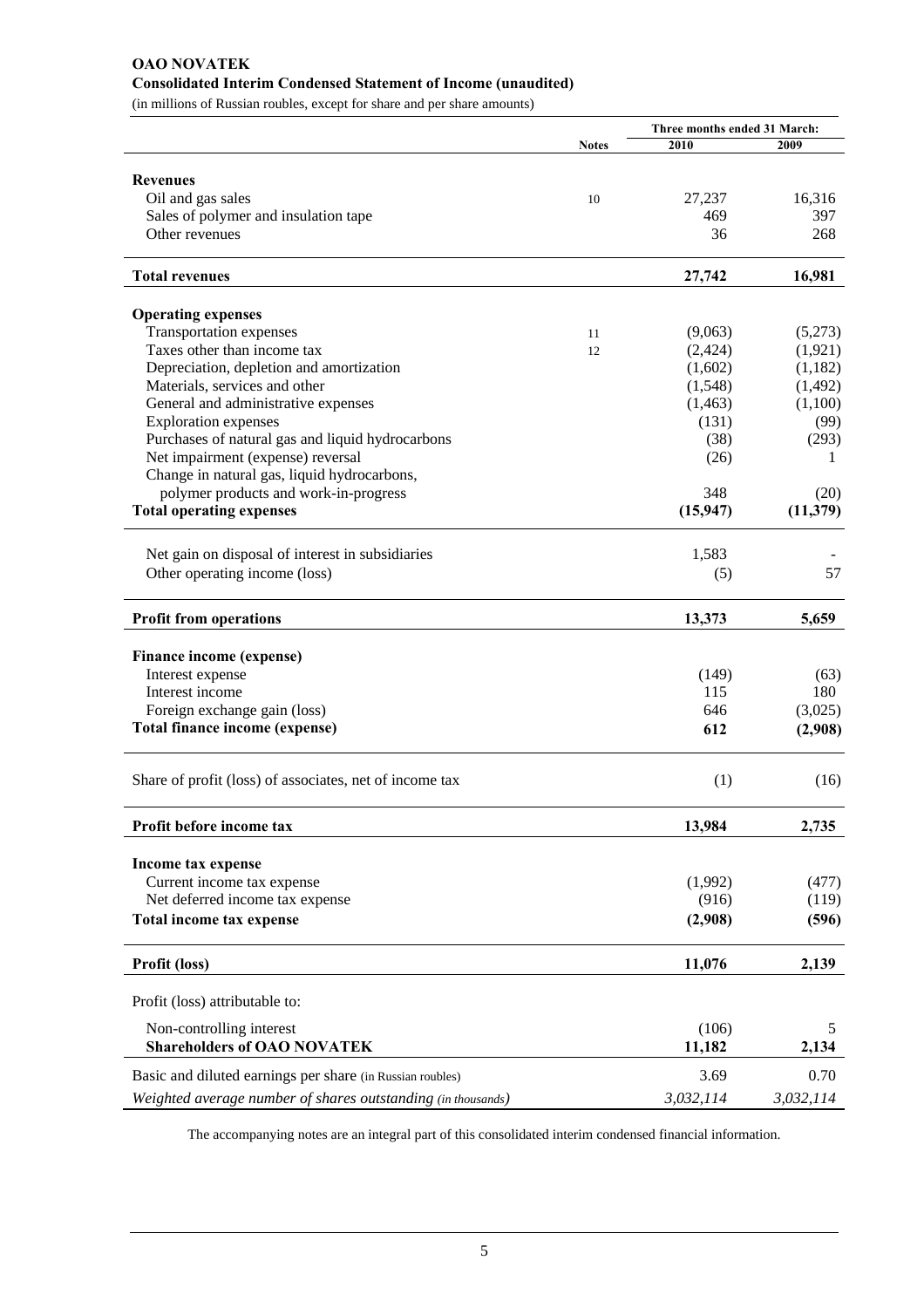**OAO NOVATEK**

**Consolidated Interim Condensed Statement of Income (unaudited)**

(in millions of Russian roubles, except for share and per share amounts)

| | Notes | Three months ended 31 March: 2010 | 2009 |
|---|---|---|---|
| **Revenues** | | | |
| Oil and gas sales | 10 | 27,237 | 16,316 |
| Sales of polymer and insulation tape | | 469 | 397 |
| Other revenues | | 36 | 268 |
| **Total revenues** | | **27,742** | **16,981** |
| **Operating expenses** | | | |
| Transportation expenses | 11 | (9,063) | (5,273) |
| Taxes other than income tax | 12 | (2,424) | (1,921) |
| Depreciation, depletion and amortization | | (1,602) | (1,182) |
| Materials, services and other | | (1,548) | (1,492) |
| General and administrative expenses | | (1,463) | (1,100) |
| Exploration expenses | | (131) | (99) |
| Purchases of natural gas and liquid hydrocarbons | | (38) | (293) |
| Net impairment (expense) reversal | | (26) | 1 |
| Change in natural gas, liquid hydrocarbons, polymer products and work-in-progress | | 348 | (20) |
| **Total operating expenses** | | **(15,947)** | **(11,379)** |
| Net gain on disposal of interest in subsidiaries | | 1,583 | - |
| Other operating income (loss) | | (5) | 57 |
| **Profit from operations** | | **13,373** | **5,659** |
| **Finance income (expense)** | | | |
| Interest expense | | (149) | (63) |
| Interest income | | 115 | 180 |
| Foreign exchange gain (loss) | | 646 | (3,025) |
| **Total finance income (expense)** | | **612** | **(2,908)** |
| Share of profit (loss) of associates, net of income tax | | (1) | (16) |
| **Profit before income tax** | | **13,984** | **2,735** |
| **Income tax expense** | | | |
| Current income tax expense | | (1,992) | (477) |
| Net deferred income tax expense | | (916) | (119) |
| **Total income tax expense** | | **(2,908)** | **(596)** |
| **Profit (loss)** | | **11,076** | **2,139** |
| Profit (loss) attributable to: | | | |
| Non-controlling interest | | (106) | 5 |
| **Shareholders of OAO NOVATEK** | | **11,182** | **2,134** |
| Basic and diluted earnings per share (in Russian roubles) | | 3.69 | 0.70 |
| *Weighted average number of shares outstanding (in thousands)* | | *3,032,114* | *3,032,114* |

The accompanying notes are an integral part of this consolidated interim condensed financial information.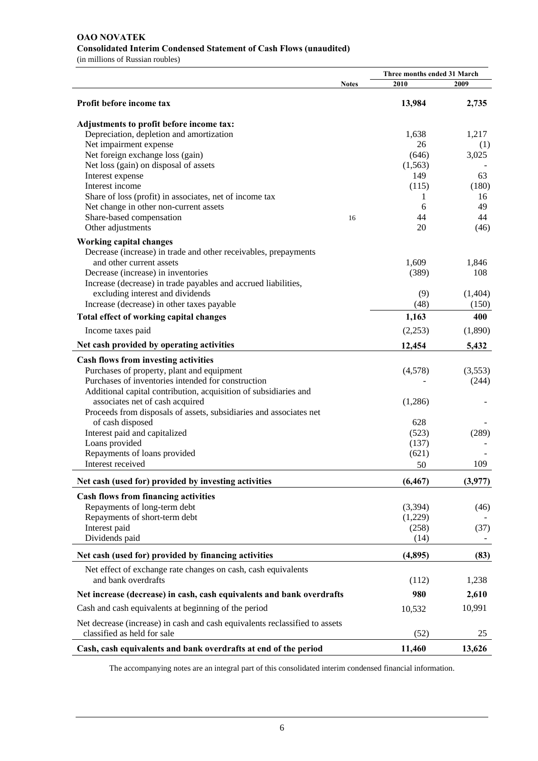**OAO NOVATEK**
**Consolidated Interim Condensed Statement of Cash Flows (unaudited)**
(in millions of Russian roubles)

| | Notes | Three months ended 31 March 2010 | 2009 |
|---|---|---|---|
| **Profit before income tax** | | **13,984** | **2,735** |
| **Adjustments to profit before income tax:** | | | |
| Depreciation, depletion and amortization | | 1,638 | 1,217 |
| Net impairment expense | | 26 | (1) |
| Net foreign exchange loss (gain) | | (646) | 3,025 |
| Net loss (gain) on disposal of assets | | (1,563) | - |
| Interest expense | | 149 | 63 |
| Interest income | | (115) | (180) |
| Share of loss (profit) in associates, net of income tax | | 1 | 16 |
| Net change in other non-current assets | | 6 | 49 |
| Share-based compensation | 16 | 44 | 44 |
| Other adjustments | | 20 | (46) |
| **Working capital changes** | | | |
| Decrease (increase) in trade and other receivables, prepayments and other current assets | | 1,609 | 1,846 |
| Decrease (increase) in inventories | | (389) | 108 |
| Increase (decrease) in trade payables and accrued liabilities, excluding interest and dividends | | (9) | (1,404) |
| Increase (decrease) in other taxes payable | | (48) | (150) |
| **Total effect of working capital changes** | | **1,163** | **400** |
| Income taxes paid | | (2,253) | (1,890) |
| **Net cash provided by operating activities** | | **12,454** | **5,432** |
| **Cash flows from investing activities** | | | |
| Purchases of property, plant and equipment | | (4,578) | (3,553) |
| Purchases of inventories intended for construction | | - | (244) |
| Additional capital contribution, acquisition of subsidiaries and associates net of cash acquired | | (1,286) | - |
| Proceeds from disposals of assets, subsidiaries and associates net of cash disposed | | 628 | - |
| Interest paid and capitalized | | (523) | (289) |
| Loans provided | | (137) | - |
| Repayments of loans provided | | (621) | - |
| Interest received | | 50 | 109 |
| **Net cash (used for) provided by investing activities** | | **(6,467)** | **(3,977)** |
| **Cash flows from financing activities** | | | |
| Repayments of long-term debt | | (3,394) | (46) |
| Repayments of short-term debt | | (1,229) | - |
| Interest paid | | (258) | (37) |
| Dividends paid | | (14) | - |
| **Net cash (used for) provided by financing activities** | | **(4,895)** | **(83)** |
| Net effect of exchange rate changes on cash, cash equivalents and bank overdrafts | | (112) | 1,238 |
| **Net increase (decrease) in cash, cash equivalents and bank overdrafts** | | **980** | **2,610** |
| Cash and cash equivalents at beginning of the period | | 10,532 | 10,991 |
| Net decrease (increase) in cash and cash equivalents reclassified to assets classified as held for sale | | (52) | 25 |
| **Cash, cash equivalents and bank overdrafts at end of the period** | | **11,460** | **13,626** |

The accompanying notes are an integral part of this consolidated interim condensed financial information.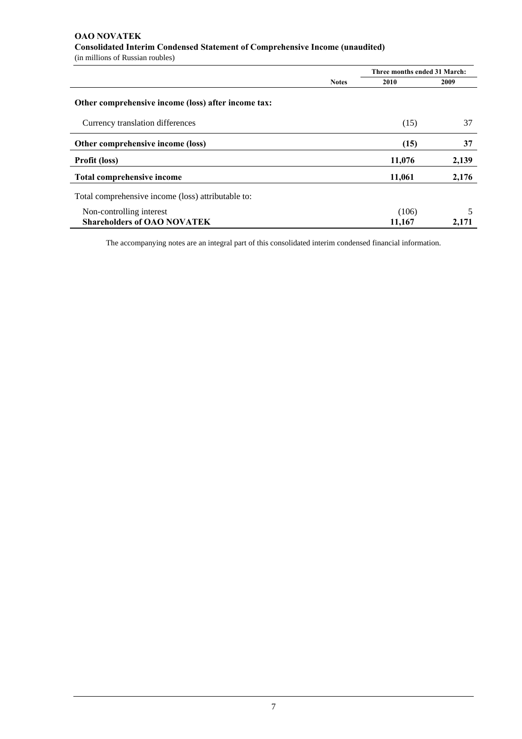**OAO NOVATEK**
**Consolidated Interim Condensed Statement of Comprehensive Income (unaudited)**
(in millions of Russian roubles)

| | Notes | Three months ended 31 March: | |
|---|---|---|---|
| | | **2010** | **2009** |
| **Other comprehensive income (loss) after income tax:** | | | |
| Currency translation differences | | (15) | 37 |
| **Other comprehensive income (loss)** | | **(15)** | **37** |
| **Profit (loss)** | | **11,076** | **2,139** |
| **Total comprehensive income** | | **11,061** | **2,176** |
| Total comprehensive income (loss) attributable to: | | | |
| Non-controlling interest | | (106) | 5 |
| **Shareholders of OAO NOVATEK** | | **11,167** | **2,171** |

The accompanying notes are an integral part of this consolidated interim condensed financial information.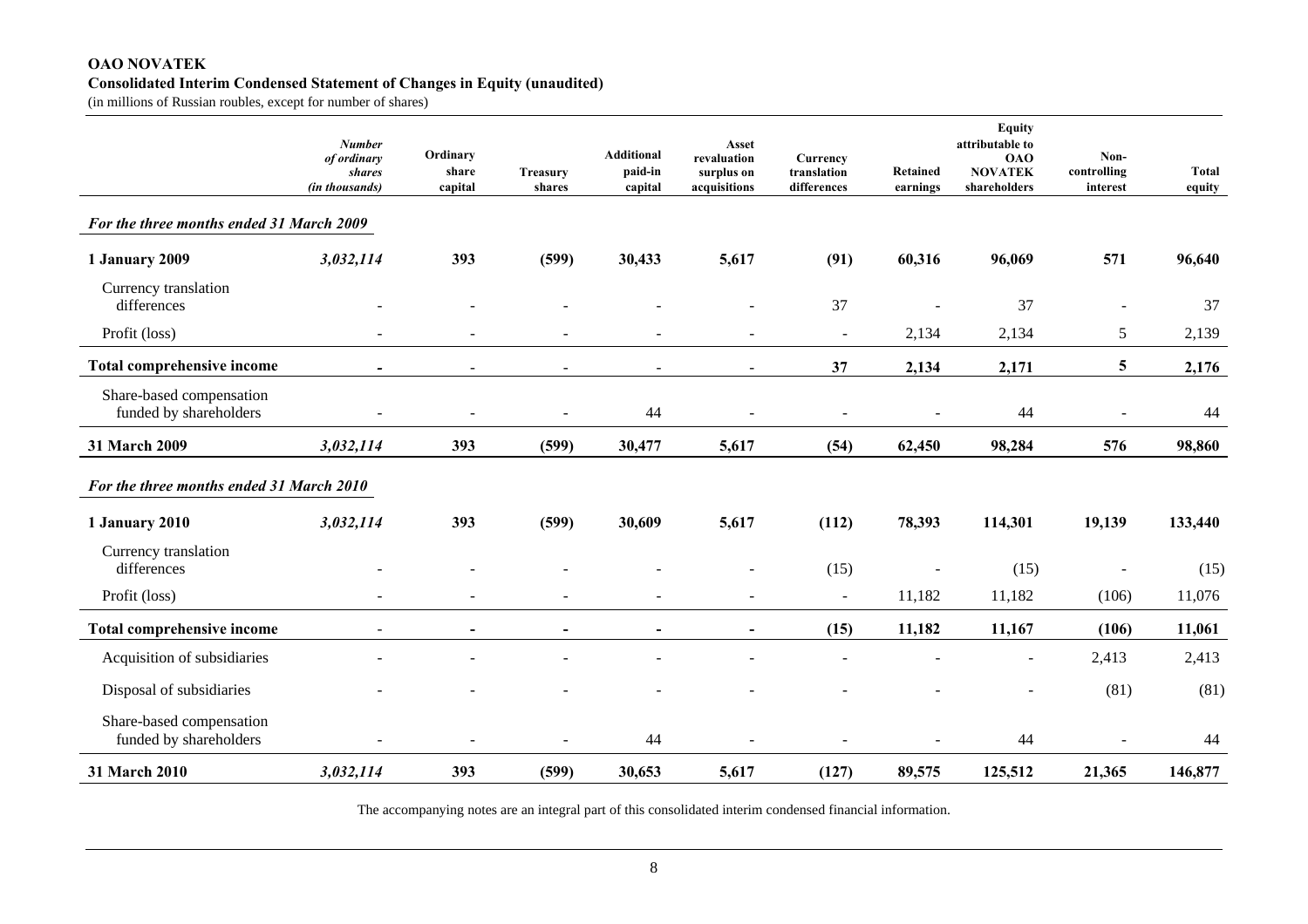**OAO NOVATEK**

**Consolidated Interim Condensed Statement of Changes in Equity (unaudited)**

(in millions of Russian roubles, except for number of shares)

| | *Number of ordinary shares (in thousands)* | Ordinary share capital | Treasury shares | Additional paid-in capital | Asset revaluation surplus on acquisitions | Currency translation differences | Retained earnings | Equity attributable to OAO NOVATEK shareholders | Non-controlling interest | Total equity |
|---|---|---|---|---|---|---|---|---|---|---|
| ***For the three months ended 31 March 2009*** | | | | | | | | | | |
| **1 January 2009** | ***3,032,114*** | **393** | **(599)** | **30,433** | **5,617** | **(91)** | **60,316** | **96,069** | **571** | **96,640** |
| Currency translation differences | - | - | - | - | - | 37 | - | 37 | - | 37 |
| Profit (loss) | - | - | - | - | - | - | 2,134 | 2,134 | 5 | 2,139 |
| **Total comprehensive income** | **-** | **-** | **-** | **-** | **-** | **37** | **2,134** | **2,171** | **5** | **2,176** |
| Share-based compensation funded by shareholders | - | - | - | 44 | - | - | - | 44 | - | 44 |
| **31 March 2009** | ***3,032,114*** | **393** | **(599)** | **30,477** | **5,617** | **(54)** | **62,450** | **98,284** | **576** | **98,860** |
| ***For the three months ended 31 March 2010*** | | | | | | | | | | |
| **1 January 2010** | ***3,032,114*** | **393** | **(599)** | **30,609** | **5,617** | **(112)** | **78,393** | **114,301** | **19,139** | **133,440** |
| Currency translation differences | - | - | - | - | - | (15) | - | (15) | - | (15) |
| Profit (loss) | - | - | - | - | - | - | 11,182 | 11,182 | (106) | 11,076 |
| **Total comprehensive income** | - | **-** | **-** | **-** | **-** | **(15)** | **11,182** | **11,167** | **(106)** | **11,061** |
| Acquisition of subsidiaries | - | - | - | - | - | - | - | - | 2,413 | 2,413 |
| Disposal of subsidiaries | - | - | - | - | - | - | - | - | (81) | (81) |
| Share-based compensation funded by shareholders | - | - | - | 44 | - | - | - | 44 | - | 44 |
| **31 March 2010** | ***3,032,114*** | **393** | **(599)** | **30,653** | **5,617** | **(127)** | **89,575** | **125,512** | **21,365** | **146,877** |

The accompanying notes are an integral part of this consolidated interim condensed financial information.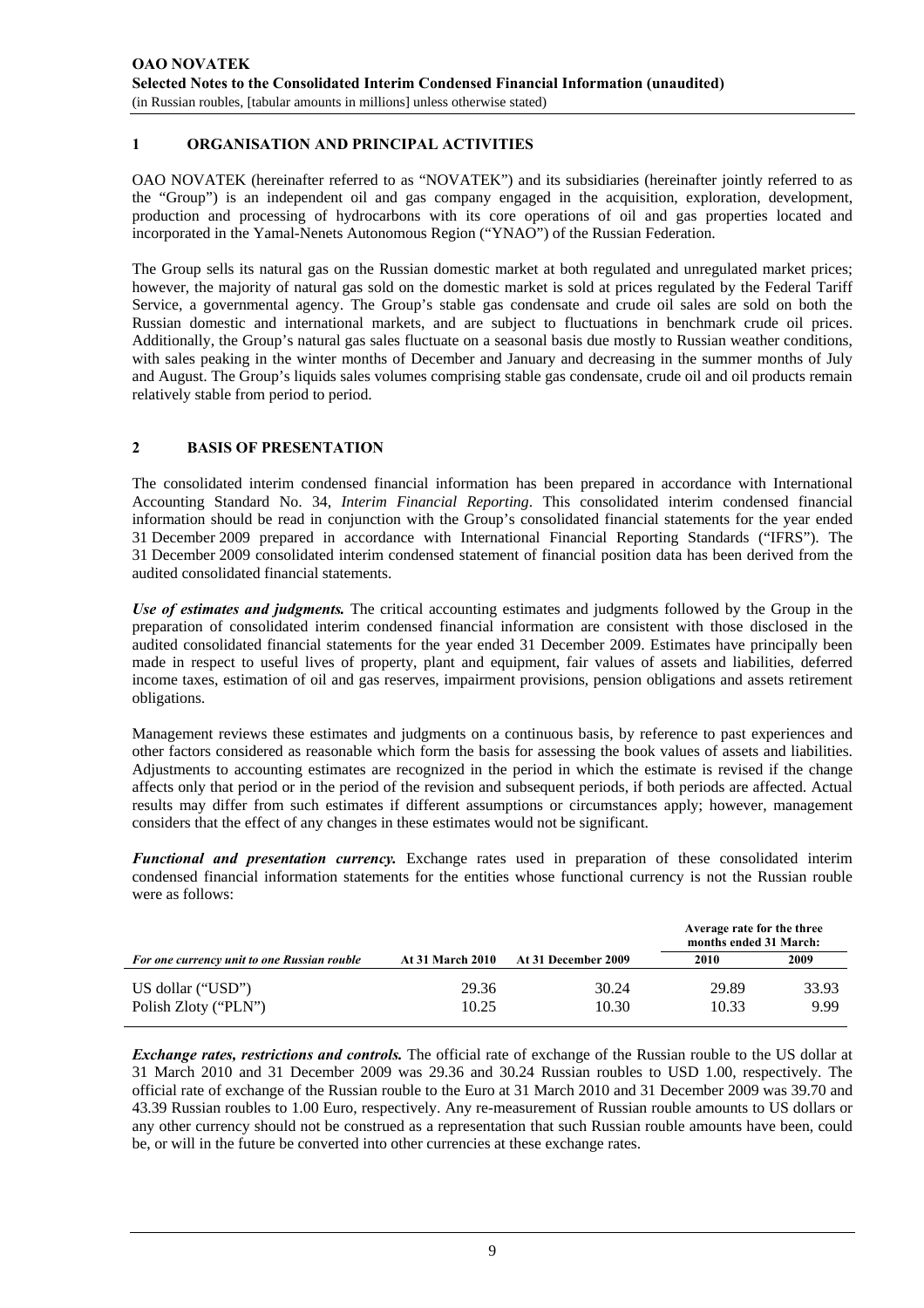## 1 ORGANISATION AND PRINCIPAL ACTIVITIES

OAO NOVATEK (hereinafter referred to as "NOVATEK") and its subsidiaries (hereinafter jointly referred to as the "Group") is an independent oil and gas company engaged in the acquisition, exploration, development, production and processing of hydrocarbons with its core operations of oil and gas properties located and incorporated in the Yamal-Nenets Autonomous Region ("YNAO") of the Russian Federation.

The Group sells its natural gas on the Russian domestic market at both regulated and unregulated market prices; however, the majority of natural gas sold on the domestic market is sold at prices regulated by the Federal Tariff Service, a governmental agency. The Group's stable gas condensate and crude oil sales are sold on both the Russian domestic and international markets, and are subject to fluctuations in benchmark crude oil prices. Additionally, the Group's natural gas sales fluctuate on a seasonal basis due mostly to Russian weather conditions, with sales peaking in the winter months of December and January and decreasing in the summer months of July and August. The Group's liquids sales volumes comprising stable gas condensate, crude oil and oil products remain relatively stable from period to period.

## 2 BASIS OF PRESENTATION

The consolidated interim condensed financial information has been prepared in accordance with International Accounting Standard No. 34, *Interim Financial Reporting*. This consolidated interim condensed financial information should be read in conjunction with the Group's consolidated financial statements for the year ended 31 December 2009 prepared in accordance with International Financial Reporting Standards ("IFRS"). The 31 December 2009 consolidated interim condensed statement of financial position data has been derived from the audited consolidated financial statements.

***Use of estimates and judgments.*** The critical accounting estimates and judgments followed by the Group in the preparation of consolidated interim condensed financial information are consistent with those disclosed in the audited consolidated financial statements for the year ended 31 December 2009. Estimates have principally been made in respect to useful lives of property, plant and equipment, fair values of assets and liabilities, deferred income taxes, estimation of oil and gas reserves, impairment provisions, pension obligations and assets retirement obligations.

Management reviews these estimates and judgments on a continuous basis, by reference to past experiences and other factors considered as reasonable which form the basis for assessing the book values of assets and liabilities. Adjustments to accounting estimates are recognized in the period in which the estimate is revised if the change affects only that period or in the period of the revision and subsequent periods, if both periods are affected. Actual results may differ from such estimates if different assumptions or circumstances apply; however, management considers that the effect of any changes in these estimates would not be significant.

***Functional and presentation currency.*** Exchange rates used in preparation of these consolidated interim condensed financial information statements for the entities whose functional currency is not the Russian rouble were as follows:

| *For one currency unit to one Russian rouble* | At 31 March 2010 | At 31 December 2009 | Average rate for the three months ended 31 March: 2010 | 2009 |
|---|---|---|---|---|
| US dollar ("USD") | 29.36 | 30.24 | 29.89 | 33.93 |
| Polish Zloty ("PLN") | 10.25 | 10.30 | 10.33 | 9.99 |

***Exchange rates, restrictions and controls.*** The official rate of exchange of the Russian rouble to the US dollar at 31 March 2010 and 31 December 2009 was 29.36 and 30.24 Russian roubles to USD 1.00, respectively. The official rate of exchange of the Russian rouble to the Euro at 31 March 2010 and 31 December 2009 was 39.70 and 43.39 Russian roubles to 1.00 Euro, respectively. Any re-measurement of Russian rouble amounts to US dollars or any other currency should not be construed as a representation that such Russian rouble amounts have been, could be, or will in the future be converted into other currencies at these exchange rates.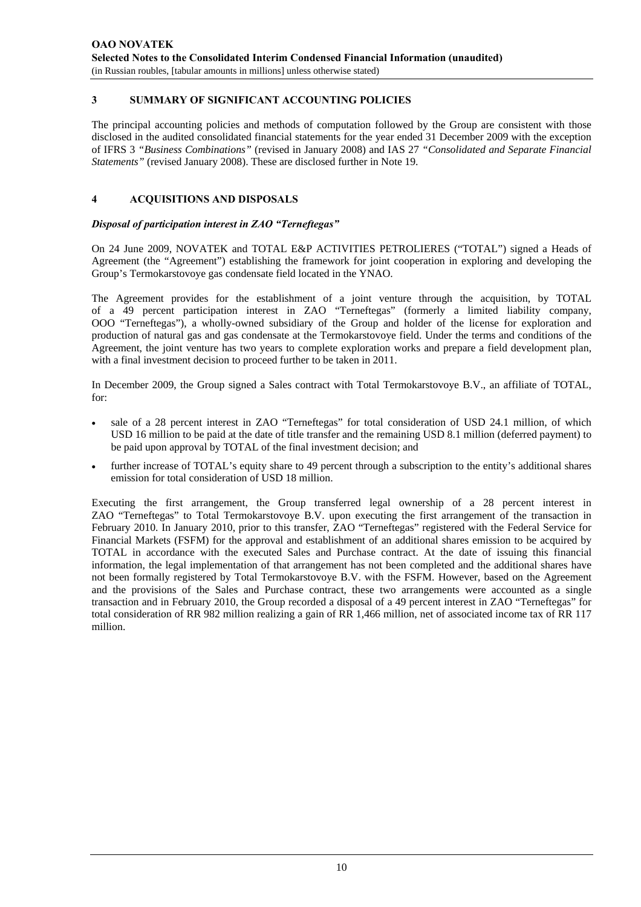## 3 SUMMARY OF SIGNIFICANT ACCOUNTING POLICIES

The principal accounting policies and methods of computation followed by the Group are consistent with those disclosed in the audited consolidated financial statements for the year ended 31 December 2009 with the exception of IFRS 3 *"Business Combinations"* (revised in January 2008) and IAS 27 *"Consolidated and Separate Financial Statements"* (revised January 2008). These are disclosed further in Note 19.

## 4 ACQUISITIONS AND DISPOSALS

### *Disposal of participation interest in ZAO "Terneftegas"*

On 24 June 2009, NOVATEK and TOTAL E&P ACTIVITIES PETROLIERES ("TOTAL") signed a Heads of Agreement (the "Agreement") establishing the framework for joint cooperation in exploring and developing the Group's Termokarstovoye gas condensate field located in the YNAO.

The Agreement provides for the establishment of a joint venture through the acquisition, by TOTAL of a 49 percent participation interest in ZAO "Terneftegas" (formerly a limited liability company, OOO "Terneftegas"), a wholly-owned subsidiary of the Group and holder of the license for exploration and production of natural gas and gas condensate at the Termokarstovoye field. Under the terms and conditions of the Agreement, the joint venture has two years to complete exploration works and prepare a field development plan, with a final investment decision to proceed further to be taken in 2011.

In December 2009, the Group signed a Sales contract with Total Termokarstovoye B.V., an affiliate of TOTAL, for:

- sale of a 28 percent interest in ZAO "Terneftegas" for total consideration of USD 24.1 million, of which USD 16 million to be paid at the date of title transfer and the remaining USD 8.1 million (deferred payment) to be paid upon approval by TOTAL of the final investment decision; and
- further increase of TOTAL's equity share to 49 percent through a subscription to the entity's additional shares emission for total consideration of USD 18 million.

Executing the first arrangement, the Group transferred legal ownership of a 28 percent interest in ZAO "Terneftegas" to Total Termokarstovoye B.V. upon executing the first arrangement of the transaction in February 2010. In January 2010, prior to this transfer, ZAO "Terneftegas" registered with the Federal Service for Financial Markets (FSFM) for the approval and establishment of an additional shares emission to be acquired by TOTAL in accordance with the executed Sales and Purchase contract. At the date of issuing this financial information, the legal implementation of that arrangement has not been completed and the additional shares have not been formally registered by Total Termokarstovoye B.V. with the FSFM. However, based on the Agreement and the provisions of the Sales and Purchase contract, these two arrangements were accounted as a single transaction and in February 2010, the Group recorded a disposal of a 49 percent interest in ZAO "Terneftegas" for total consideration of RR 982 million realizing a gain of RR 1,466 million, net of associated income tax of RR 117 million.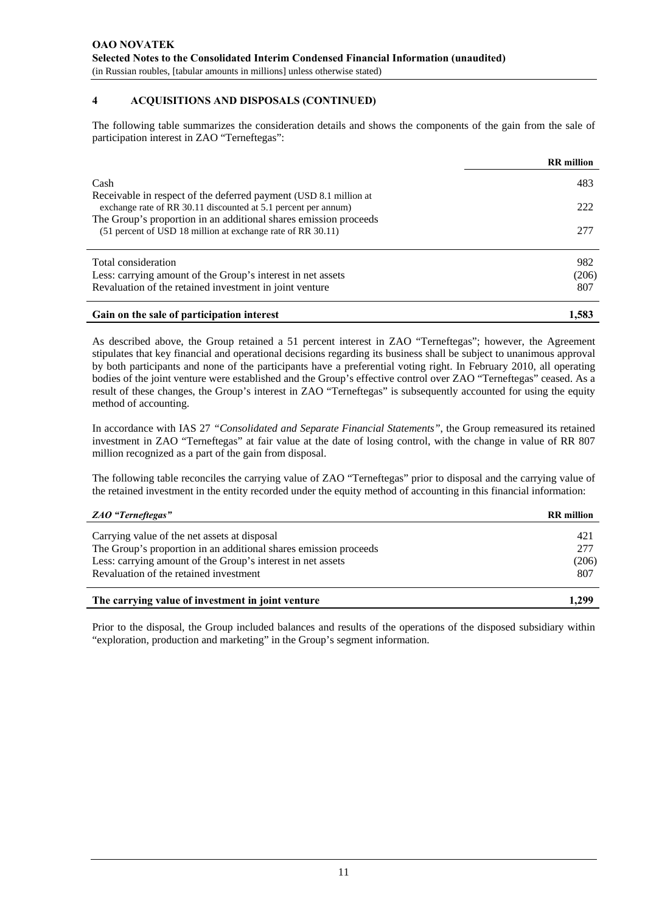## 4 ACQUISITIONS AND DISPOSALS (CONTINUED)

The following table summarizes the consideration details and shows the components of the gain from the sale of participation interest in ZAO "Terneftegas":

| | RR million |
|---|---|
| Cash | 483 |
| Receivable in respect of the deferred payment (USD 8.1 million at exchange rate of RR 30.11 discounted at 5.1 percent per annum) | 222 |
| The Group's proportion in an additional shares emission proceeds (51 percent of USD 18 million at exchange rate of RR 30.11) | 277 |
| Total consideration | 982 |
| Less: carrying amount of the Group's interest in net assets | (206) |
| Revaluation of the retained investment in joint venture | 807 |
| **Gain on the sale of participation interest** | **1,583** |

As described above, the Group retained a 51 percent interest in ZAO "Terneftegas"; however, the Agreement stipulates that key financial and operational decisions regarding its business shall be subject to unanimous approval by both participants and none of the participants have a preferential voting right. In February 2010, all operating bodies of the joint venture were established and the Group's effective control over ZAO "Terneftegas" ceased. As a result of these changes, the Group's interest in ZAO "Terneftegas" is subsequently accounted for using the equity method of accounting.

In accordance with IAS 27 *"Consolidated and Separate Financial Statements"*, the Group remeasured its retained investment in ZAO "Terneftegas" at fair value at the date of losing control, with the change in value of RR 807 million recognized as a part of the gain from disposal.

The following table reconciles the carrying value of ZAO "Terneftegas" prior to disposal and the carrying value of the retained investment in the entity recorded under the equity method of accounting in this financial information:

| *ZAO "Terneftegas"* | RR million |
|---|---|
| Carrying value of the net assets at disposal | 421 |
| The Group's proportion in an additional shares emission proceeds | 277 |
| Less: carrying amount of the Group's interest in net assets | (206) |
| Revaluation of the retained investment | 807 |
| **The carrying value of investment in joint venture** | **1,299** |

Prior to the disposal, the Group included balances and results of the operations of the disposed subsidiary within "exploration, production and marketing" in the Group's segment information.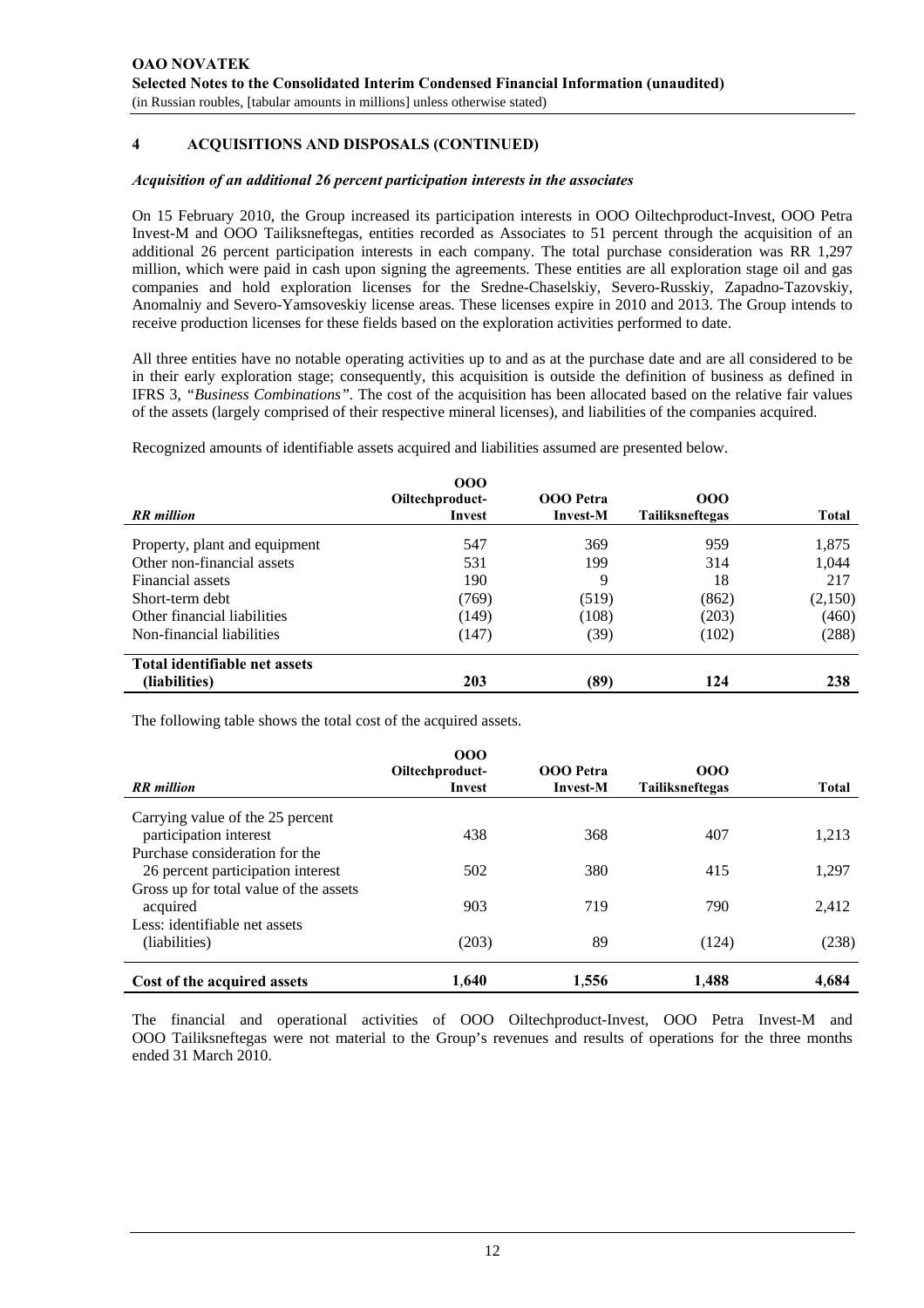## 4 ACQUISITIONS AND DISPOSALS (CONTINUED)

*Acquisition of an additional 26 percent participation interests in the associates*

On 15 February 2010, the Group increased its participation interests in OOO Oiltechproduct-Invest, OOO Petra Invest-M and OOO Tailiksneftegas, entities recorded as Associates to 51 percent through the acquisition of an additional 26 percent participation interests in each company. The total purchase consideration was RR 1,297 million, which were paid in cash upon signing the agreements. These entities are all exploration stage oil and gas companies and hold exploration licenses for the Sredne-Chaselskiy, Severo-Russkiy, Zapadno-Tazovskiy, Anomalniy and Severo-Yamsoveskiy license areas. These licenses expire in 2010 and 2013. The Group intends to receive production licenses for these fields based on the exploration activities performed to date.

All three entities have no notable operating activities up to and as at the purchase date and are all considered to be in their early exploration stage; consequently, this acquisition is outside the definition of business as defined in IFRS 3, *"Business Combinations"*. The cost of the acquisition has been allocated based on the relative fair values of the assets (largely comprised of their respective mineral licenses), and liabilities of the companies acquired.

Recognized amounts of identifiable assets acquired and liabilities assumed are presented below.

| *RR million* | OOO Oiltechproduct-Invest | OOO Petra Invest-M | OOO Tailiksneftegas | Total |
|---|---|---|---|---|
| Property, plant and equipment | 547 | 369 | 959 | 1,875 |
| Other non-financial assets | 531 | 199 | 314 | 1,044 |
| Financial assets | 190 | 9 | 18 | 217 |
| Short-term debt | (769) | (519) | (862) | (2,150) |
| Other financial liabilities | (149) | (108) | (203) | (460) |
| Non-financial liabilities | (147) | (39) | (102) | (288) |
| **Total identifiable net assets (liabilities)** | **203** | **(89)** | **124** | **238** |

The following table shows the total cost of the acquired assets.

| *RR million* | OOO Oiltechproduct-Invest | OOO Petra Invest-M | OOO Tailiksneftegas | Total |
|---|---|---|---|---|
| Carrying value of the 25 percent participation interest | 438 | 368 | 407 | 1,213 |
| Purchase consideration for the 26 percent participation interest | 502 | 380 | 415 | 1,297 |
| Gross up for total value of the assets acquired | 903 | 719 | 790 | 2,412 |
| Less: identifiable net assets (liabilities) | (203) | 89 | (124) | (238) |
| **Cost of the acquired assets** | **1,640** | **1,556** | **1,488** | **4,684** |

The financial and operational activities of OOO Oiltechproduct-Invest, OOO Petra Invest-M and OOO Tailiksneftegas were not material to the Group's revenues and results of operations for the three months ended 31 March 2010.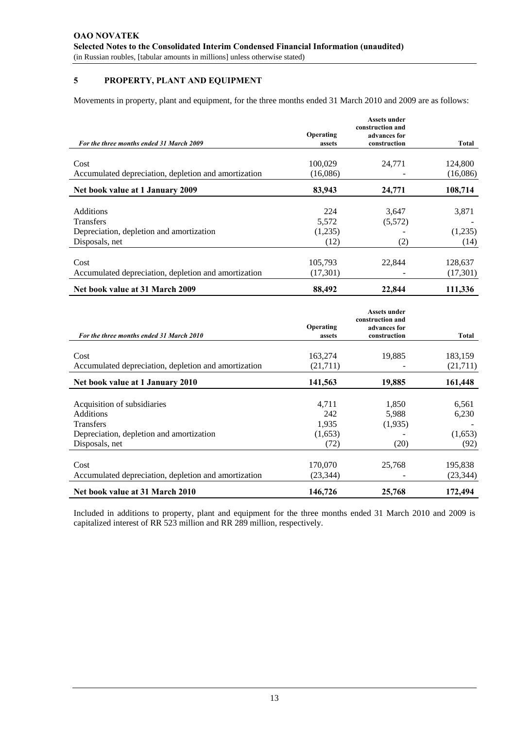## 5 PROPERTY, PLANT AND EQUIPMENT

Movements in property, plant and equipment, for the three months ended 31 March 2010 and 2009 are as follows:

| *For the three months ended 31 March 2009* | Operating assets | Assets under construction and advances for construction | Total |
|---|---|---|---|
| Cost | 100,029 | 24,771 | 124,800 |
| Accumulated depreciation, depletion and amortization | (16,086) | - | (16,086) |
| **Net book value at 1 January 2009** | **83,943** | **24,771** | **108,714** |
| Additions | 224 | 3,647 | 3,871 |
| Transfers | 5,572 | (5,572) | - |
| Depreciation, depletion and amortization | (1,235) | - | (1,235) |
| Disposals, net | (12) | (2) | (14) |
| Cost | 105,793 | 22,844 | 128,637 |
| Accumulated depreciation, depletion and amortization | (17,301) | - | (17,301) |
| **Net book value at 31 March 2009** | **88,492** | **22,844** | **111,336** |

| *For the three months ended 31 March 2010* | Operating assets | Assets under construction and advances for construction | Total |
|---|---|---|---|
| Cost | 163,274 | 19,885 | 183,159 |
| Accumulated depreciation, depletion and amortization | (21,711) | - | (21,711) |
| **Net book value at 1 January 2010** | **141,563** | **19,885** | **161,448** |
| Acquisition of subsidiaries | 4,711 | 1,850 | 6,561 |
| Additions | 242 | 5,988 | 6,230 |
| Transfers | 1,935 | (1,935) | - |
| Depreciation, depletion and amortization | (1,653) | - | (1,653) |
| Disposals, net | (72) | (20) | (92) |
| Cost | 170,070 | 25,768 | 195,838 |
| Accumulated depreciation, depletion and amortization | (23,344) | - | (23,344) |
| **Net book value at 31 March 2010** | **146,726** | **25,768** | **172,494** |

Included in additions to property, plant and equipment for the three months ended 31 March 2010 and 2009 is capitalized interest of RR 523 million and RR 289 million, respectively.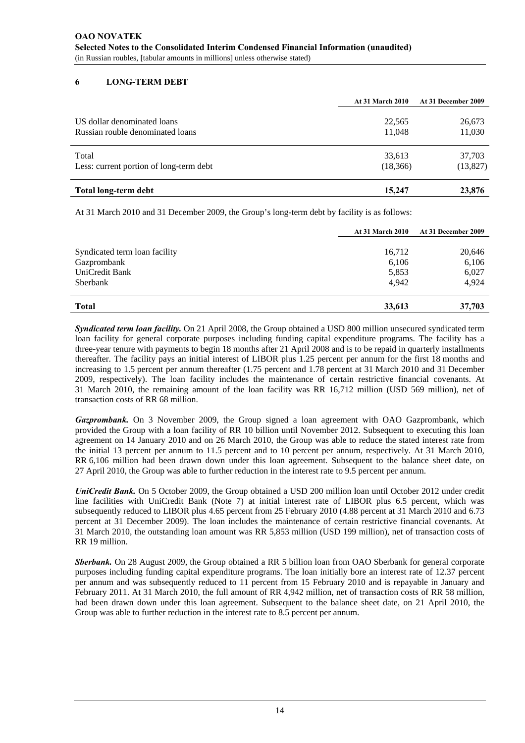## 6 LONG-TERM DEBT

| | At 31 March 2010 | At 31 December 2009 |
|---|---|---|
| US dollar denominated loans | 22,565 | 26,673 |
| Russian rouble denominated loans | 11,048 | 11,030 |
| Total | 33,613 | 37,703 |
| Less: current portion of long-term debt | (18,366) | (13,827) |
| **Total long-term debt** | **15,247** | **23,876** |

At 31 March 2010 and 31 December 2009, the Group's long-term debt by facility is as follows:

| | At 31 March 2010 | At 31 December 2009 |
|---|---|---|
| Syndicated term loan facility | 16,712 | 20,646 |
| Gazprombank | 6,106 | 6,106 |
| UniCredit Bank | 5,853 | 6,027 |
| Sberbank | 4,942 | 4,924 |
| **Total** | **33,613** | **37,703** |

***Syndicated term loan facility.*** On 21 April 2008, the Group obtained a USD 800 million unsecured syndicated term loan facility for general corporate purposes including funding capital expenditure programs. The facility has a three-year tenure with payments to begin 18 months after 21 April 2008 and is to be repaid in quarterly installments thereafter. The facility pays an initial interest of LIBOR plus 1.25 percent per annum for the first 18 months and increasing to 1.5 percent per annum thereafter (1.75 percent and 1.78 percent at 31 March 2010 and 31 December 2009, respectively). The loan facility includes the maintenance of certain restrictive financial covenants. At 31 March 2010, the remaining amount of the loan facility was RR 16,712 million (USD 569 million), net of transaction costs of RR 68 million.

***Gazprombank.*** On 3 November 2009, the Group signed a loan agreement with OAO Gazprombank, which provided the Group with a loan facility of RR 10 billion until November 2012. Subsequent to executing this loan agreement on 14 January 2010 and on 26 March 2010, the Group was able to reduce the stated interest rate from the initial 13 percent per annum to 11.5 percent and to 10 percent per annum, respectively. At 31 March 2010, RR 6,106 million had been drawn down under this loan agreement. Subsequent to the balance sheet date, on 27 April 2010, the Group was able to further reduction in the interest rate to 9.5 percent per annum.

***UniCredit Bank.*** On 5 October 2009, the Group obtained a USD 200 million loan until October 2012 under credit line facilities with UniCredit Bank (Note 7) at initial interest rate of LIBOR plus 6.5 percent, which was subsequently reduced to LIBOR plus 4.65 percent from 25 February 2010 (4.88 percent at 31 March 2010 and 6.73 percent at 31 December 2009). The loan includes the maintenance of certain restrictive financial covenants. At 31 March 2010, the outstanding loan amount was RR 5,853 million (USD 199 million), net of transaction costs of RR 19 million.

***Sberbank.*** On 28 August 2009, the Group obtained a RR 5 billion loan from OAO Sberbank for general corporate purposes including funding capital expenditure programs. The loan initially bore an interest rate of 12.37 percent per annum and was subsequently reduced to 11 percent from 15 February 2010 and is repayable in January and February 2011. At 31 March 2010, the full amount of RR 4,942 million, net of transaction costs of RR 58 million, had been drawn down under this loan agreement. Subsequent to the balance sheet date, on 21 April 2010, the Group was able to further reduction in the interest rate to 8.5 percent per annum.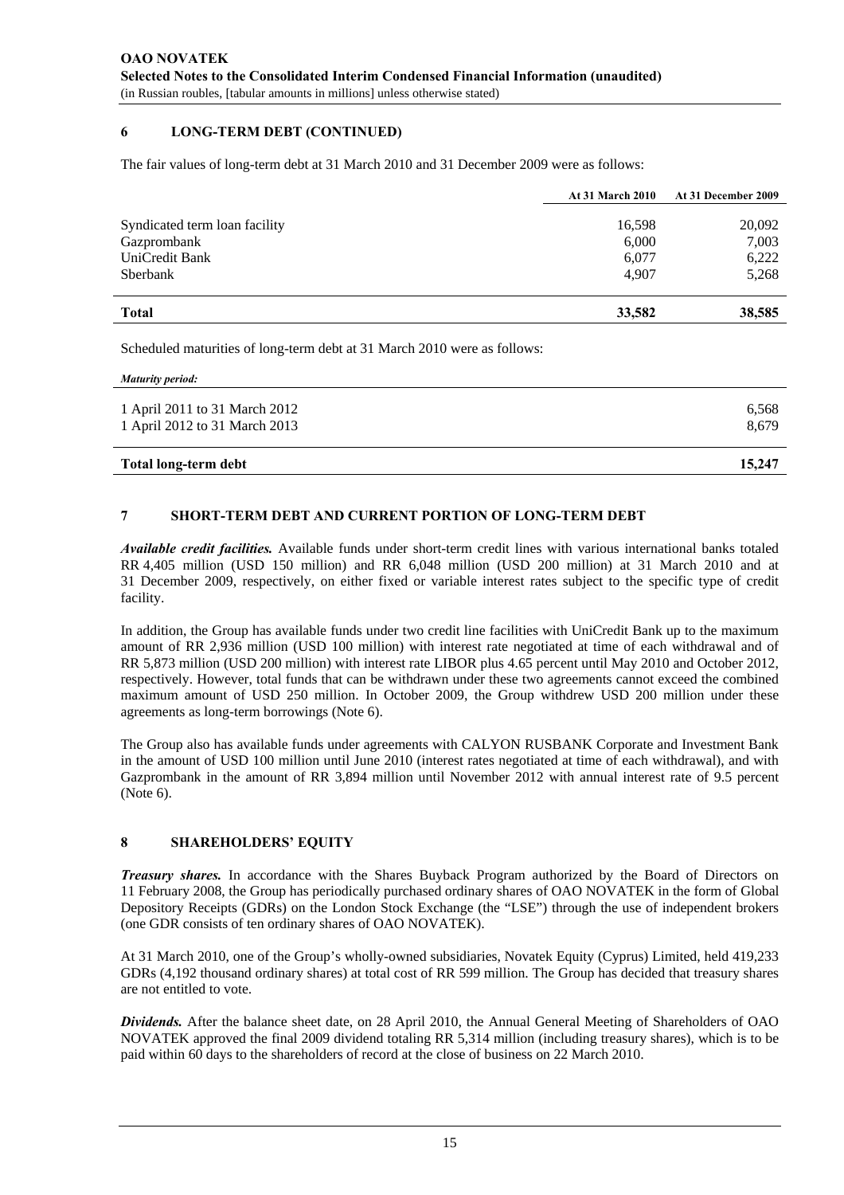## 6 LONG-TERM DEBT (CONTINUED)

The fair values of long-term debt at 31 March 2010 and 31 December 2009 were as follows:

| | At 31 March 2010 | At 31 December 2009 |
|---|---|---|
| Syndicated term loan facility | 16,598 | 20,092 |
| Gazprombank | 6,000 | 7,003 |
| UniCredit Bank | 6,077 | 6,222 |
| Sberbank | 4,907 | 5,268 |
| **Total** | **33,582** | **38,585** |

Scheduled maturities of long-term debt at 31 March 2010 were as follows:

| *Maturity period:* | |
|---|---|
| 1 April 2011 to 31 March 2012 | 6,568 |
| 1 April 2012 to 31 March 2013 | 8,679 |
| **Total long-term debt** | **15,247** |

## 7 SHORT-TERM DEBT AND CURRENT PORTION OF LONG-TERM DEBT

***Available credit facilities.*** Available funds under short-term credit lines with various international banks totaled RR 4,405 million (USD 150 million) and RR 6,048 million (USD 200 million) at 31 March 2010 and at 31 December 2009, respectively, on either fixed or variable interest rates subject to the specific type of credit facility.

In addition, the Group has available funds under two credit line facilities with UniCredit Bank up to the maximum amount of RR 2,936 million (USD 100 million) with interest rate negotiated at time of each withdrawal and of RR 5,873 million (USD 200 million) with interest rate LIBOR plus 4.65 percent until May 2010 and October 2012, respectively. However, total funds that can be withdrawn under these two agreements cannot exceed the combined maximum amount of USD 250 million. In October 2009, the Group withdrew USD 200 million under these agreements as long-term borrowings (Note 6).

The Group also has available funds under agreements with CALYON RUSBANK Corporate and Investment Bank in the amount of USD 100 million until June 2010 (interest rates negotiated at time of each withdrawal), and with Gazprombank in the amount of RR 3,894 million until November 2012 with annual interest rate of 9.5 percent (Note 6).

## 8 SHAREHOLDERS' EQUITY

***Treasury shares.*** In accordance with the Shares Buyback Program authorized by the Board of Directors on 11 February 2008, the Group has periodically purchased ordinary shares of OAO NOVATEK in the form of Global Depository Receipts (GDRs) on the London Stock Exchange (the "LSE") through the use of independent brokers (one GDR consists of ten ordinary shares of OAO NOVATEK).

At 31 March 2010, one of the Group's wholly-owned subsidiaries, Novatek Equity (Cyprus) Limited, held 419,233 GDRs (4,192 thousand ordinary shares) at total cost of RR 599 million. The Group has decided that treasury shares are not entitled to vote.

***Dividends.*** After the balance sheet date, on 28 April 2010, the Annual General Meeting of Shareholders of OAO NOVATEK approved the final 2009 dividend totaling RR 5,314 million (including treasury shares), which is to be paid within 60 days to the shareholders of record at the close of business on 22 March 2010.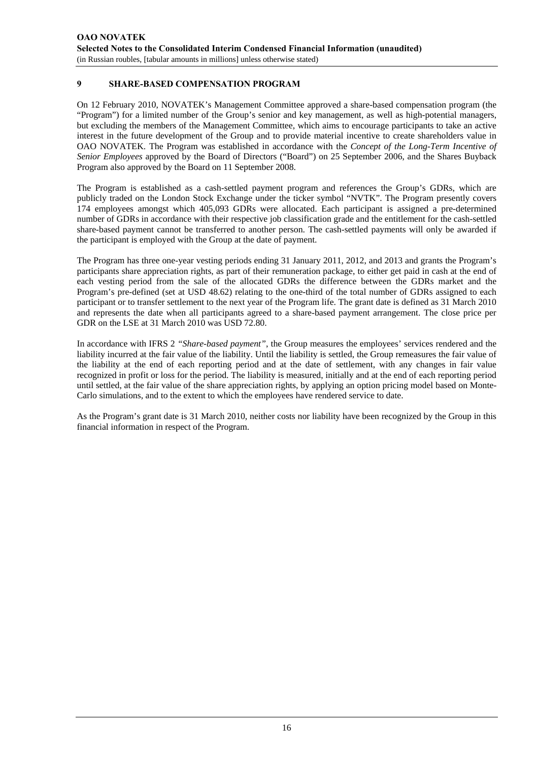## 9 SHARE-BASED COMPENSATION PROGRAM

On 12 February 2010, NOVATEK's Management Committee approved a share-based compensation program (the "Program") for a limited number of the Group's senior and key management, as well as high-potential managers, but excluding the members of the Management Committee, which aims to encourage participants to take an active interest in the future development of the Group and to provide material incentive to create shareholders value in OAO NOVATEK. The Program was established in accordance with the *Concept of the Long-Term Incentive of Senior Employees* approved by the Board of Directors ("Board") on 25 September 2006, and the Shares Buyback Program also approved by the Board on 11 September 2008.

The Program is established as a cash-settled payment program and references the Group's GDRs, which are publicly traded on the London Stock Exchange under the ticker symbol "NVTK". The Program presently covers 174 employees amongst which 405,093 GDRs were allocated. Each participant is assigned a pre-determined number of GDRs in accordance with their respective job classification grade and the entitlement for the cash-settled share-based payment cannot be transferred to another person. The cash-settled payments will only be awarded if the participant is employed with the Group at the date of payment.

The Program has three one-year vesting periods ending 31 January 2011, 2012, and 2013 and grants the Program's participants share appreciation rights, as part of their remuneration package, to either get paid in cash at the end of each vesting period from the sale of the allocated GDRs the difference between the GDRs market and the Program's pre-defined (set at USD 48.62) relating to the one-third of the total number of GDRs assigned to each participant or to transfer settlement to the next year of the Program life. The grant date is defined as 31 March 2010 and represents the date when all participants agreed to a share-based payment arrangement. The close price per GDR on the LSE at 31 March 2010 was USD 72.80.

In accordance with IFRS 2 *"Share-based payment"*, the Group measures the employees' services rendered and the liability incurred at the fair value of the liability. Until the liability is settled, the Group remeasures the fair value of the liability at the end of each reporting period and at the date of settlement, with any changes in fair value recognized in profit or loss for the period. The liability is measured, initially and at the end of each reporting period until settled, at the fair value of the share appreciation rights, by applying an option pricing model based on Monte-Carlo simulations, and to the extent to which the employees have rendered service to date.

As the Program's grant date is 31 March 2010, neither costs nor liability have been recognized by the Group in this financial information in respect of the Program.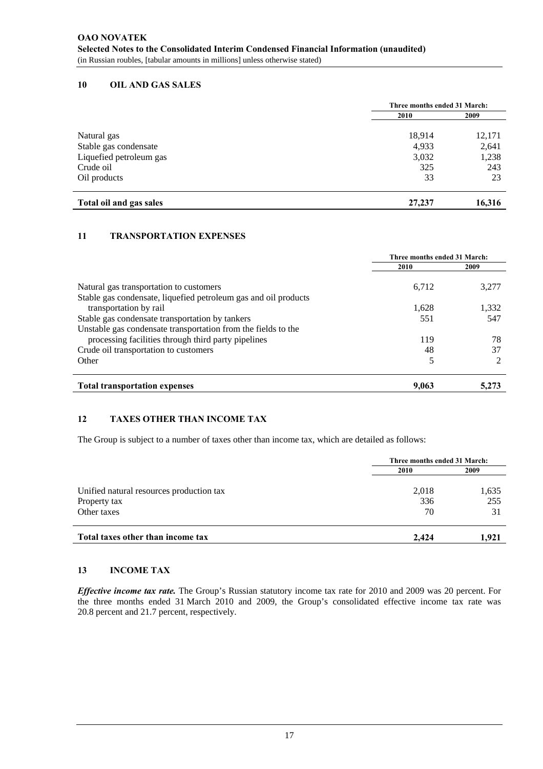## 10 OIL AND GAS SALES

| | Three months ended 31 March: | |
|---|---|---|
| | 2010 | 2009 |
| Natural gas | 18,914 | 12,171 |
| Stable gas condensate | 4,933 | 2,641 |
| Liquefied petroleum gas | 3,032 | 1,238 |
| Crude oil | 325 | 243 |
| Oil products | 33 | 23 |
| **Total oil and gas sales** | **27,237** | **16,316** |

## 11 TRANSPORTATION EXPENSES

| | Three months ended 31 March: | |
|---|---|---|
| | 2010 | 2009 |
| Natural gas transportation to customers | 6,712 | 3,277 |
| Stable gas condensate, liquefied petroleum gas and oil products transportation by rail | 1,628 | 1,332 |
| Stable gas condensate transportation by tankers | 551 | 547 |
| Unstable gas condensate transportation from the fields to the processing facilities through third party pipelines | 119 | 78 |
| Crude oil transportation to customers | 48 | 37 |
| Other | 5 | 2 |
| **Total transportation expenses** | **9,063** | **5,273** |

## 12 TAXES OTHER THAN INCOME TAX

The Group is subject to a number of taxes other than income tax, which are detailed as follows:

| | Three months ended 31 March: | |
|---|---|---|
| | 2010 | 2009 |
| Unified natural resources production tax | 2,018 | 1,635 |
| Property tax | 336 | 255 |
| Other taxes | 70 | 31 |
| **Total taxes other than income tax** | **2,424** | **1,921** |

## 13 INCOME TAX

***Effective income tax rate.*** The Group's Russian statutory income tax rate for 2010 and 2009 was 20 percent. For the three months ended 31 March 2010 and 2009, the Group's consolidated effective income tax rate was 20.8 percent and 21.7 percent, respectively.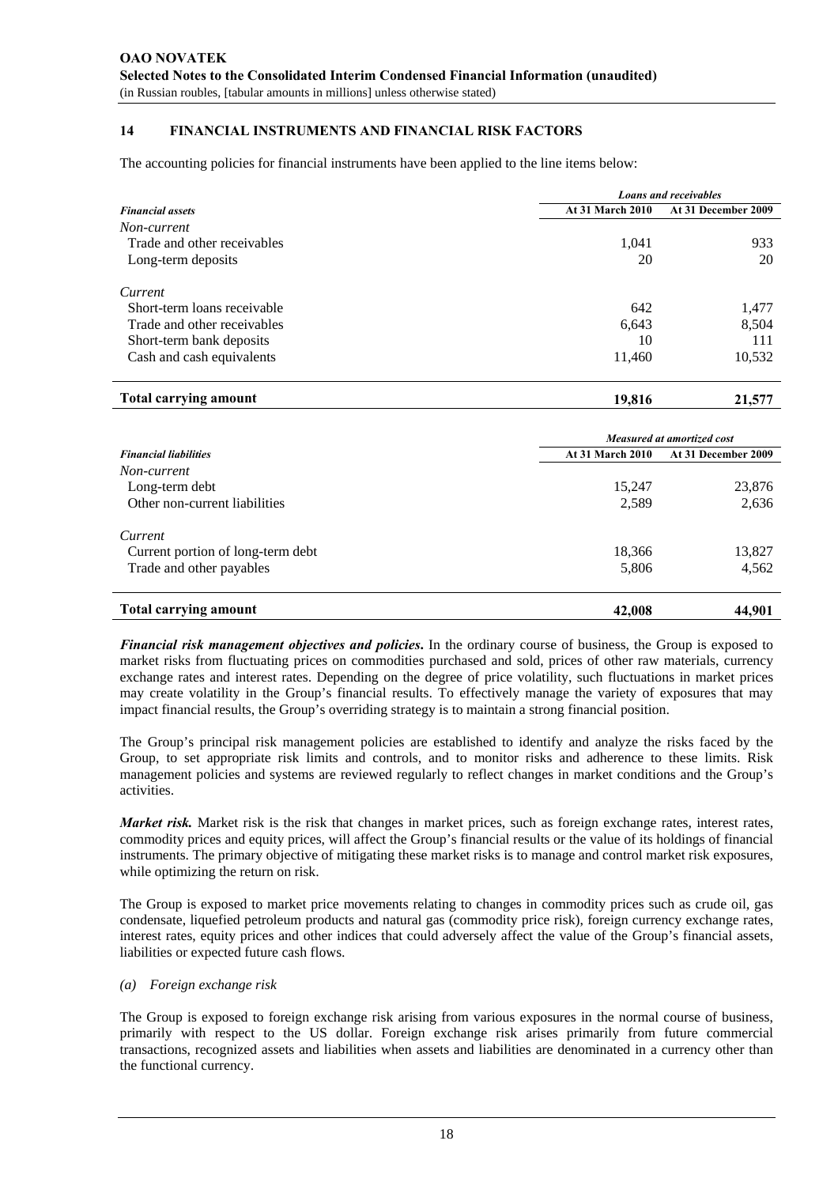## 14 FINANCIAL INSTRUMENTS AND FINANCIAL RISK FACTORS

The accounting policies for financial instruments have been applied to the line items below:

| | *Loans and receivables* | |
|---|---|---|
| ***Financial assets*** | **At 31 March 2010** | **At 31 December 2009** |
| *Non-current* | | |
| Trade and other receivables | 1,041 | 933 |
| Long-term deposits | 20 | 20 |
| *Current* | | |
| Short-term loans receivable | 642 | 1,477 |
| Trade and other receivables | 6,643 | 8,504 |
| Short-term bank deposits | 10 | 111 |
| Cash and cash equivalents | 11,460 | 10,532 |
| **Total carrying amount** | **19,816** | **21,577** |

| | *Measured at amortized cost* | |
|---|---|---|
| ***Financial liabilities*** | **At 31 March 2010** | **At 31 December 2009** |
| *Non-current* | | |
| Long-term debt | 15,247 | 23,876 |
| Other non-current liabilities | 2,589 | 2,636 |
| *Current* | | |
| Current portion of long-term debt | 18,366 | 13,827 |
| Trade and other payables | 5,806 | 4,562 |
| **Total carrying amount** | **42,008** | **44,901** |

***Financial risk management objectives and policies.*** In the ordinary course of business, the Group is exposed to market risks from fluctuating prices on commodities purchased and sold, prices of other raw materials, currency exchange rates and interest rates. Depending on the degree of price volatility, such fluctuations in market prices may create volatility in the Group's financial results. To effectively manage the variety of exposures that may impact financial results, the Group's overriding strategy is to maintain a strong financial position.

The Group's principal risk management policies are established to identify and analyze the risks faced by the Group, to set appropriate risk limits and controls, and to monitor risks and adherence to these limits. Risk management policies and systems are reviewed regularly to reflect changes in market conditions and the Group's activities.

***Market risk.*** Market risk is the risk that changes in market prices, such as foreign exchange rates, interest rates, commodity prices and equity prices, will affect the Group's financial results or the value of its holdings of financial instruments. The primary objective of mitigating these market risks is to manage and control market risk exposures, while optimizing the return on risk.

The Group is exposed to market price movements relating to changes in commodity prices such as crude oil, gas condensate, liquefied petroleum products and natural gas (commodity price risk), foreign currency exchange rates, interest rates, equity prices and other indices that could adversely affect the value of the Group's financial assets, liabilities or expected future cash flows.

*(a) Foreign exchange risk*

The Group is exposed to foreign exchange risk arising from various exposures in the normal course of business, primarily with respect to the US dollar. Foreign exchange risk arises primarily from future commercial transactions, recognized assets and liabilities when assets and liabilities are denominated in a currency other than the functional currency.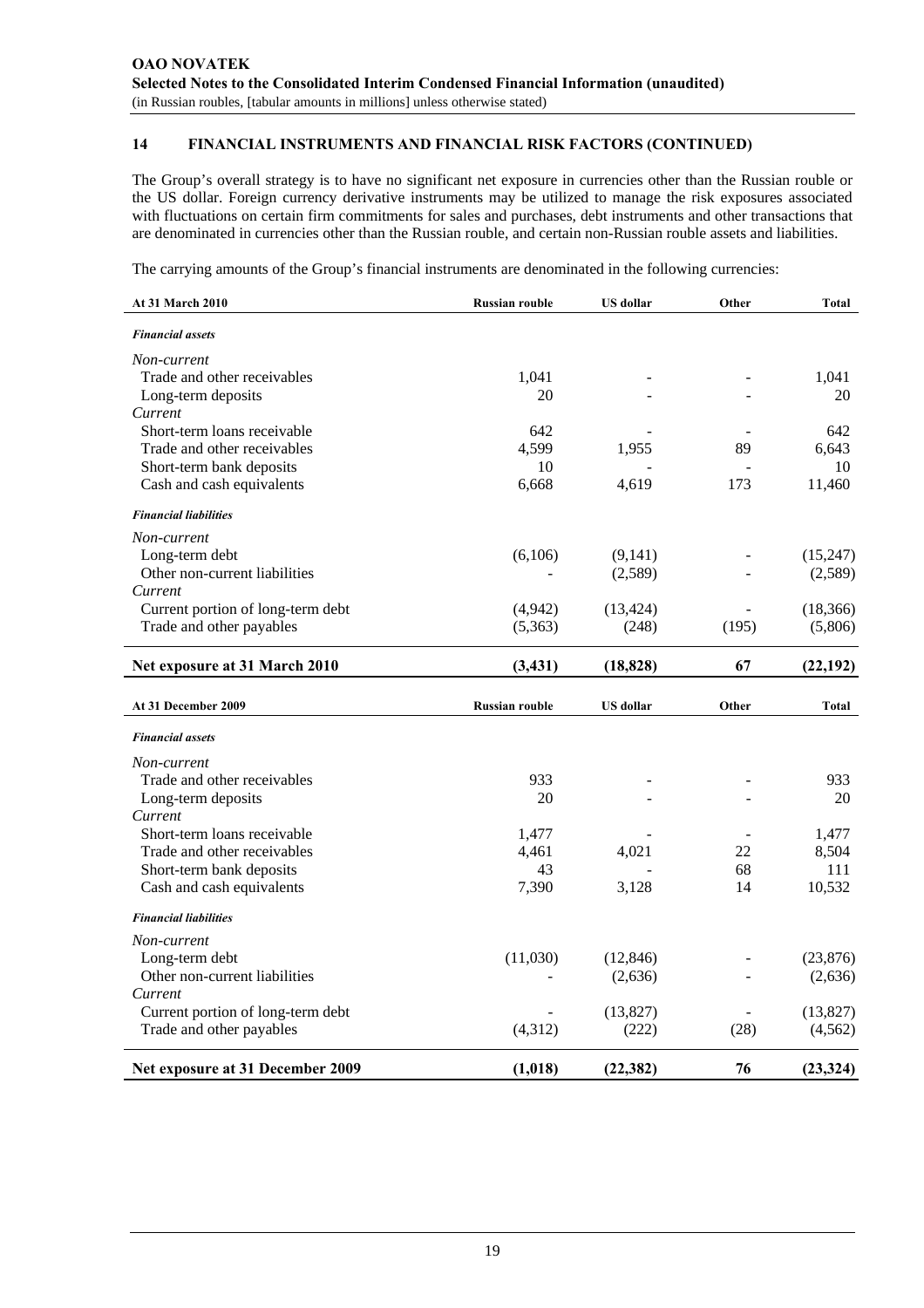## 14 FINANCIAL INSTRUMENTS AND FINANCIAL RISK FACTORS (CONTINUED)

The Group's overall strategy is to have no significant net exposure in currencies other than the Russian rouble or the US dollar. Foreign currency derivative instruments may be utilized to manage the risk exposures associated with fluctuations on certain firm commitments for sales and purchases, debt instruments and other transactions that are denominated in currencies other than the Russian rouble, and certain non-Russian rouble assets and liabilities.

The carrying amounts of the Group's financial instruments are denominated in the following currencies:

| At 31 March 2010 | Russian rouble | US dollar | Other | Total |
|---|---|---|---|---|
| ***Financial assets*** | | | | |
| *Non-current* | | | | |
| Trade and other receivables | 1,041 | - | - | 1,041 |
| Long-term deposits | 20 | - | - | 20 |
| *Current* | | | | |
| Short-term loans receivable | 642 | - | - | 642 |
| Trade and other receivables | 4,599 | 1,955 | 89 | 6,643 |
| Short-term bank deposits | 10 | - | - | 10 |
| Cash and cash equivalents | 6,668 | 4,619 | 173 | 11,460 |
| ***Financial liabilities*** | | | | |
| *Non-current* | | | | |
| Long-term debt | (6,106) | (9,141) | - | (15,247) |
| Other non-current liabilities | - | (2,589) | - | (2,589) |
| *Current* | | | | |
| Current portion of long-term debt | (4,942) | (13,424) | - | (18,366) |
| Trade and other payables | (5,363) | (248) | (195) | (5,806) |
| **Net exposure at 31 March 2010** | **(3,431)** | **(18,828)** | **67** | **(22,192)** |

| At 31 December 2009 | Russian rouble | US dollar | Other | Total |
|---|---|---|---|---|
| ***Financial assets*** | | | | |
| *Non-current* | | | | |
| Trade and other receivables | 933 | - | - | 933 |
| Long-term deposits | 20 | - | - | 20 |
| *Current* | | | | |
| Short-term loans receivable | 1,477 | - | - | 1,477 |
| Trade and other receivables | 4,461 | 4,021 | 22 | 8,504 |
| Short-term bank deposits | 43 | - | 68 | 111 |
| Cash and cash equivalents | 7,390 | 3,128 | 14 | 10,532 |
| ***Financial liabilities*** | | | | |
| *Non-current* | | | | |
| Long-term debt | (11,030) | (12,846) | - | (23,876) |
| Other non-current liabilities | - | (2,636) | - | (2,636) |
| *Current* | | | | |
| Current portion of long-term debt | - | (13,827) | - | (13,827) |
| Trade and other payables | (4,312) | (222) | (28) | (4,562) |
| **Net exposure at 31 December 2009** | **(1,018)** | **(22,382)** | **76** | **(23,324)** |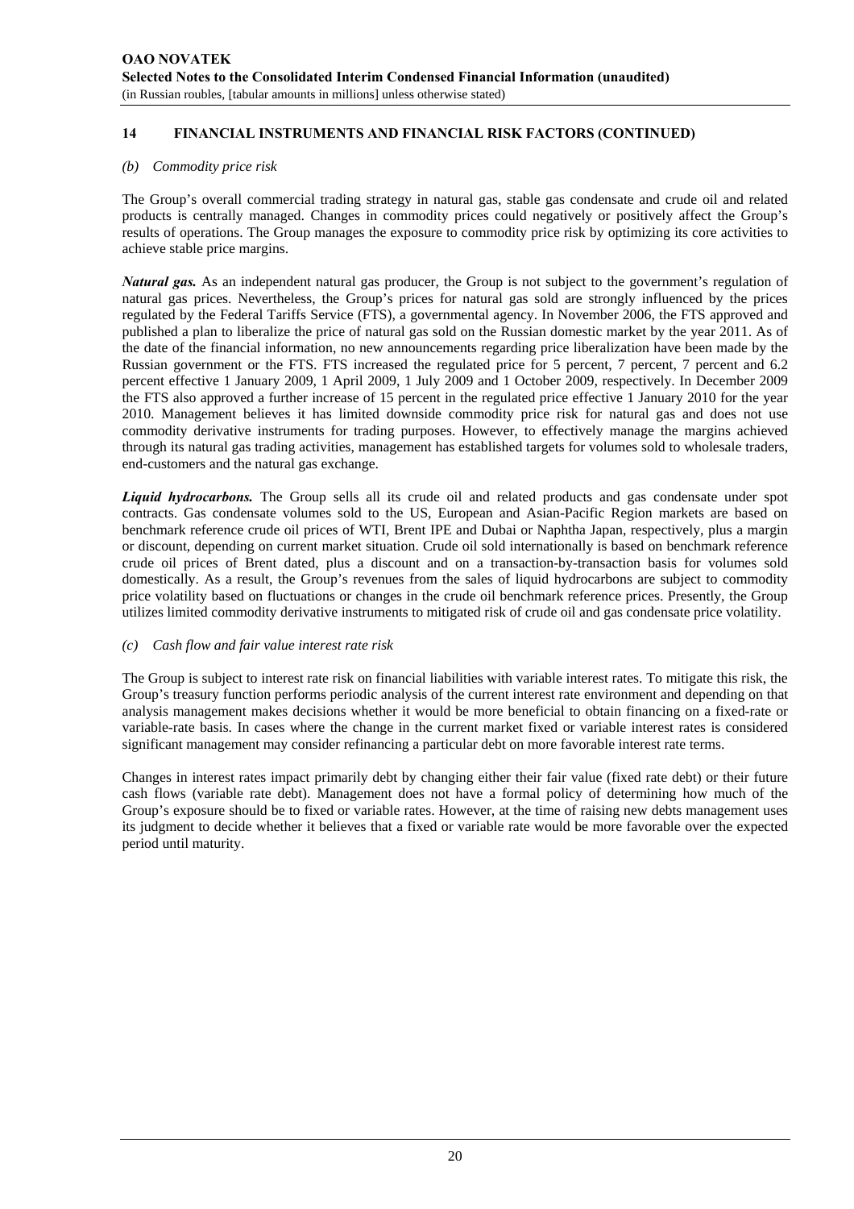## 14 FINANCIAL INSTRUMENTS AND FINANCIAL RISK FACTORS (CONTINUED)

### *(b) Commodity price risk*

The Group's overall commercial trading strategy in natural gas, stable gas condensate and crude oil and related products is centrally managed. Changes in commodity prices could negatively or positively affect the Group's results of operations. The Group manages the exposure to commodity price risk by optimizing its core activities to achieve stable price margins.

***Natural gas.*** As an independent natural gas producer, the Group is not subject to the government's regulation of natural gas prices. Nevertheless, the Group's prices for natural gas sold are strongly influenced by the prices regulated by the Federal Tariffs Service (FTS), a governmental agency. In November 2006, the FTS approved and published a plan to liberalize the price of natural gas sold on the Russian domestic market by the year 2011. As of the date of the financial information, no new announcements regarding price liberalization have been made by the Russian government or the FTS. FTS increased the regulated price for 5 percent, 7 percent, 7 percent and 6.2 percent effective 1 January 2009, 1 April 2009, 1 July 2009 and 1 October 2009, respectively. In December 2009 the FTS also approved a further increase of 15 percent in the regulated price effective 1 January 2010 for the year 2010. Management believes it has limited downside commodity price risk for natural gas and does not use commodity derivative instruments for trading purposes. However, to effectively manage the margins achieved through its natural gas trading activities, management has established targets for volumes sold to wholesale traders, end-customers and the natural gas exchange.

***Liquid hydrocarbons.*** The Group sells all its crude oil and related products and gas condensate under spot contracts. Gas condensate volumes sold to the US, European and Asian-Pacific Region markets are based on benchmark reference crude oil prices of WTI, Brent IPE and Dubai or Naphtha Japan, respectively, plus a margin or discount, depending on current market situation. Crude oil sold internationally is based on benchmark reference crude oil prices of Brent dated, plus a discount and on a transaction-by-transaction basis for volumes sold domestically. As a result, the Group's revenues from the sales of liquid hydrocarbons are subject to commodity price volatility based on fluctuations or changes in the crude oil benchmark reference prices. Presently, the Group utilizes limited commodity derivative instruments to mitigated risk of crude oil and gas condensate price volatility.

### *(c) Cash flow and fair value interest rate risk*

The Group is subject to interest rate risk on financial liabilities with variable interest rates. To mitigate this risk, the Group's treasury function performs periodic analysis of the current interest rate environment and depending on that analysis management makes decisions whether it would be more beneficial to obtain financing on a fixed-rate or variable-rate basis. In cases where the change in the current market fixed or variable interest rates is considered significant management may consider refinancing a particular debt on more favorable interest rate terms.

Changes in interest rates impact primarily debt by changing either their fair value (fixed rate debt) or their future cash flows (variable rate debt). Management does not have a formal policy of determining how much of the Group's exposure should be to fixed or variable rates. However, at the time of raising new debts management uses its judgment to decide whether it believes that a fixed or variable rate would be more favorable over the expected period until maturity.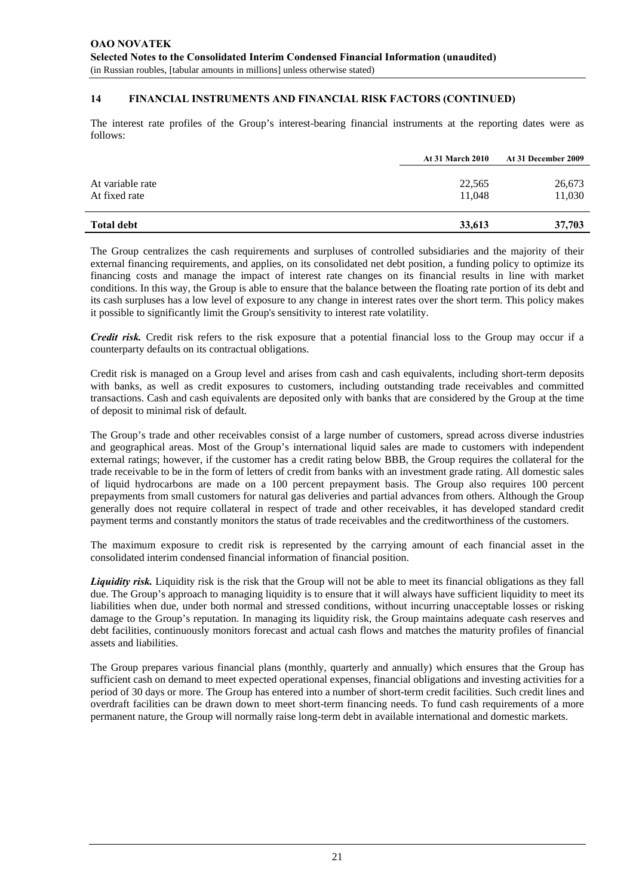## 14 FINANCIAL INSTRUMENTS AND FINANCIAL RISK FACTORS (CONTINUED)

The interest rate profiles of the Group's interest-bearing financial instruments at the reporting dates were as follows:

| | At 31 March 2010 | At 31 December 2009 |
|---|---|---|
| At variable rate | 22,565 | 26,673 |
| At fixed rate | 11,048 | 11,030 |
| **Total debt** | **33,613** | **37,703** |

The Group centralizes the cash requirements and surpluses of controlled subsidiaries and the majority of their external financing requirements, and applies, on its consolidated net debt position, a funding policy to optimize its financing costs and manage the impact of interest rate changes on its financial results in line with market conditions. In this way, the Group is able to ensure that the balance between the floating rate portion of its debt and its cash surpluses has a low level of exposure to any change in interest rates over the short term. This policy makes it possible to significantly limit the Group's sensitivity to interest rate volatility.

***Credit risk.*** Credit risk refers to the risk exposure that a potential financial loss to the Group may occur if a counterparty defaults on its contractual obligations.

Credit risk is managed on a Group level and arises from cash and cash equivalents, including short-term deposits with banks, as well as credit exposures to customers, including outstanding trade receivables and committed transactions. Cash and cash equivalents are deposited only with banks that are considered by the Group at the time of deposit to minimal risk of default.

The Group's trade and other receivables consist of a large number of customers, spread across diverse industries and geographical areas. Most of the Group's international liquid sales are made to customers with independent external ratings; however, if the customer has a credit rating below BBB, the Group requires the collateral for the trade receivable to be in the form of letters of credit from banks with an investment grade rating. All domestic sales of liquid hydrocarbons are made on a 100 percent prepayment basis. The Group also requires 100 percent prepayments from small customers for natural gas deliveries and partial advances from others. Although the Group generally does not require collateral in respect of trade and other receivables, it has developed standard credit payment terms and constantly monitors the status of trade receivables and the creditworthiness of the customers.

The maximum exposure to credit risk is represented by the carrying amount of each financial asset in the consolidated interim condensed financial information of financial position.

***Liquidity risk.*** Liquidity risk is the risk that the Group will not be able to meet its financial obligations as they fall due. The Group's approach to managing liquidity is to ensure that it will always have sufficient liquidity to meet its liabilities when due, under both normal and stressed conditions, without incurring unacceptable losses or risking damage to the Group's reputation. In managing its liquidity risk, the Group maintains adequate cash reserves and debt facilities, continuously monitors forecast and actual cash flows and matches the maturity profiles of financial assets and liabilities.

The Group prepares various financial plans (monthly, quarterly and annually) which ensures that the Group has sufficient cash on demand to meet expected operational expenses, financial obligations and investing activities for a period of 30 days or more. The Group has entered into a number of short-term credit facilities. Such credit lines and overdraft facilities can be drawn down to meet short-term financing needs. To fund cash requirements of a more permanent nature, the Group will normally raise long-term debt in available international and domestic markets.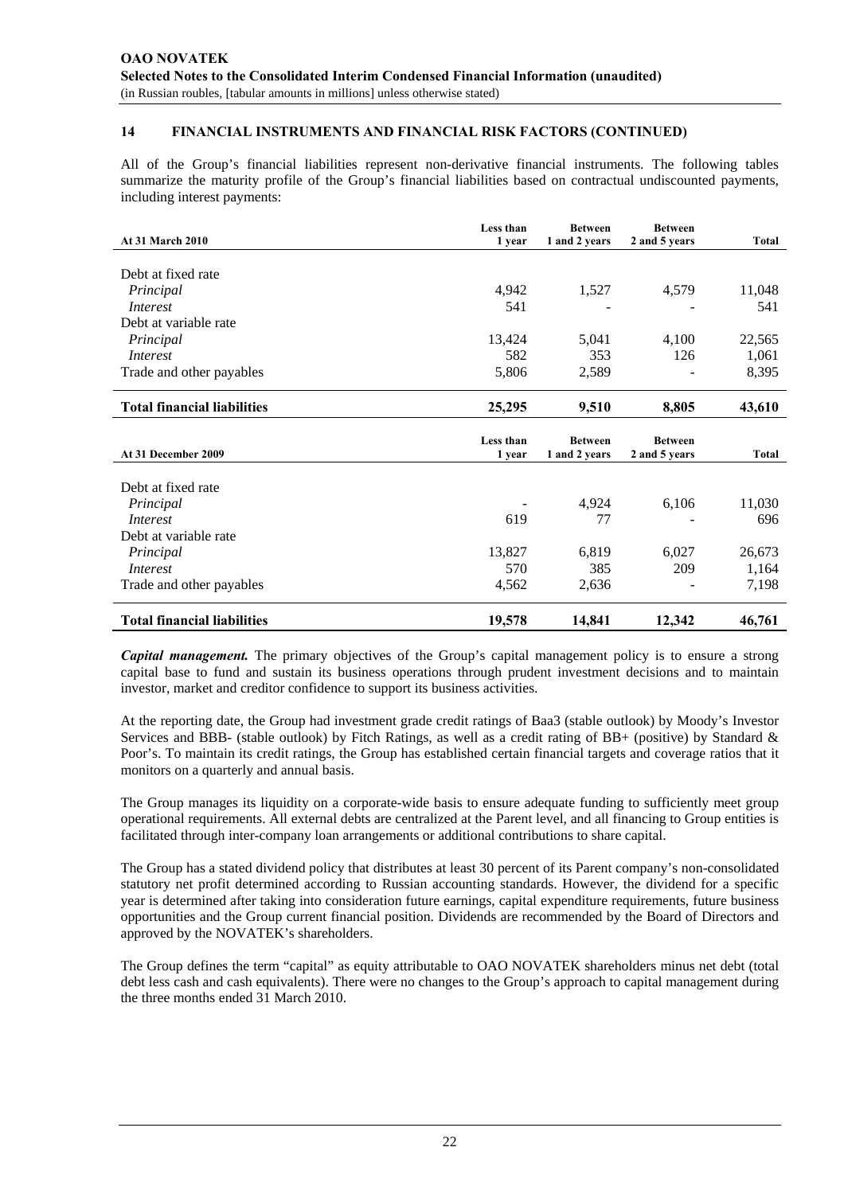## 14 FINANCIAL INSTRUMENTS AND FINANCIAL RISK FACTORS (CONTINUED)

All of the Group's financial liabilities represent non-derivative financial instruments. The following tables summarize the maturity profile of the Group's financial liabilities based on contractual undiscounted payments, including interest payments:

| At 31 March 2010 | Less than 1 year | Between 1 and 2 years | Between 2 and 5 years | Total |
|---|---|---|---|---|
| Debt at fixed rate | | | | |
| *Principal* | 4,942 | 1,527 | 4,579 | 11,048 |
| *Interest* | 541 | - | - | 541 |
| Debt at variable rate | | | | |
| *Principal* | 13,424 | 5,041 | 4,100 | 22,565 |
| *Interest* | 582 | 353 | 126 | 1,061 |
| Trade and other payables | 5,806 | 2,589 | - | 8,395 |
| **Total financial liabilities** | **25,295** | **9,510** | **8,805** | **43,610** |

| At 31 December 2009 | Less than 1 year | Between 1 and 2 years | Between 2 and 5 years | Total |
|---|---|---|---|---|
| Debt at fixed rate | | | | |
| *Principal* | - | 4,924 | 6,106 | 11,030 |
| *Interest* | 619 | 77 | - | 696 |
| Debt at variable rate | | | | |
| *Principal* | 13,827 | 6,819 | 6,027 | 26,673 |
| *Interest* | 570 | 385 | 209 | 1,164 |
| Trade and other payables | 4,562 | 2,636 | - | 7,198 |
| **Total financial liabilities** | **19,578** | **14,841** | **12,342** | **46,761** |

***Capital management.*** The primary objectives of the Group's capital management policy is to ensure a strong capital base to fund and sustain its business operations through prudent investment decisions and to maintain investor, market and creditor confidence to support its business activities.

At the reporting date, the Group had investment grade credit ratings of Baa3 (stable outlook) by Moody's Investor Services and BBB- (stable outlook) by Fitch Ratings, as well as a credit rating of BB+ (positive) by Standard & Poor's. To maintain its credit ratings, the Group has established certain financial targets and coverage ratios that it monitors on a quarterly and annual basis.

The Group manages its liquidity on a corporate-wide basis to ensure adequate funding to sufficiently meet group operational requirements. All external debts are centralized at the Parent level, and all financing to Group entities is facilitated through inter-company loan arrangements or additional contributions to share capital.

The Group has a stated dividend policy that distributes at least 30 percent of its Parent company's non-consolidated statutory net profit determined according to Russian accounting standards. However, the dividend for a specific year is determined after taking into consideration future earnings, capital expenditure requirements, future business opportunities and the Group current financial position. Dividends are recommended by the Board of Directors and approved by the NOVATEK's shareholders.

The Group defines the term "capital" as equity attributable to OAO NOVATEK shareholders minus net debt (total debt less cash and cash equivalents). There were no changes to the Group's approach to capital management during the three months ended 31 March 2010.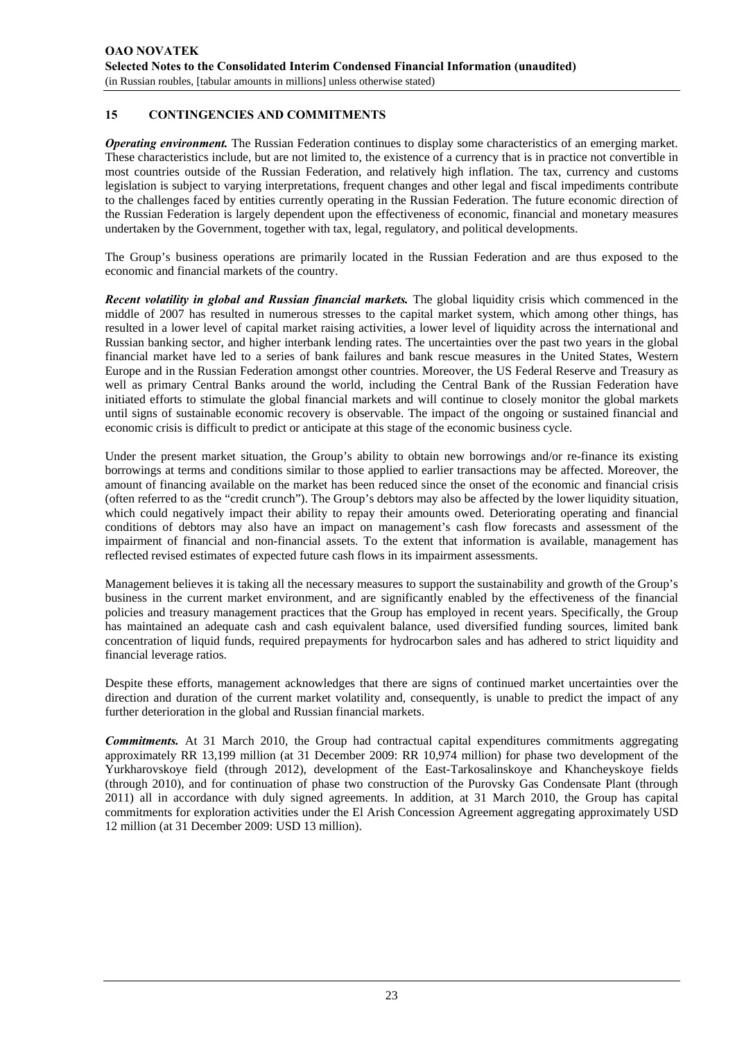## 15 CONTINGENCIES AND COMMITMENTS

***Operating environment.*** The Russian Federation continues to display some characteristics of an emerging market. These characteristics include, but are not limited to, the existence of a currency that is in practice not convertible in most countries outside of the Russian Federation, and relatively high inflation. The tax, currency and customs legislation is subject to varying interpretations, frequent changes and other legal and fiscal impediments contribute to the challenges faced by entities currently operating in the Russian Federation. The future economic direction of the Russian Federation is largely dependent upon the effectiveness of economic, financial and monetary measures undertaken by the Government, together with tax, legal, regulatory, and political developments.

The Group's business operations are primarily located in the Russian Federation and are thus exposed to the economic and financial markets of the country.

***Recent volatility in global and Russian financial markets.*** The global liquidity crisis which commenced in the middle of 2007 has resulted in numerous stresses to the capital market system, which among other things, has resulted in a lower level of capital market raising activities, a lower level of liquidity across the international and Russian banking sector, and higher interbank lending rates. The uncertainties over the past two years in the global financial market have led to a series of bank failures and bank rescue measures in the United States, Western Europe and in the Russian Federation amongst other countries. Moreover, the US Federal Reserve and Treasury as well as primary Central Banks around the world, including the Central Bank of the Russian Federation have initiated efforts to stimulate the global financial markets and will continue to closely monitor the global markets until signs of sustainable economic recovery is observable. The impact of the ongoing or sustained financial and economic crisis is difficult to predict or anticipate at this stage of the economic business cycle.

Under the present market situation, the Group's ability to obtain new borrowings and/or re-finance its existing borrowings at terms and conditions similar to those applied to earlier transactions may be affected. Moreover, the amount of financing available on the market has been reduced since the onset of the economic and financial crisis (often referred to as the "credit crunch"). The Group's debtors may also be affected by the lower liquidity situation, which could negatively impact their ability to repay their amounts owed. Deteriorating operating and financial conditions of debtors may also have an impact on management's cash flow forecasts and assessment of the impairment of financial and non-financial assets. To the extent that information is available, management has reflected revised estimates of expected future cash flows in its impairment assessments.

Management believes it is taking all the necessary measures to support the sustainability and growth of the Group's business in the current market environment, and are significantly enabled by the effectiveness of the financial policies and treasury management practices that the Group has employed in recent years. Specifically, the Group has maintained an adequate cash and cash equivalent balance, used diversified funding sources, limited bank concentration of liquid funds, required prepayments for hydrocarbon sales and has adhered to strict liquidity and financial leverage ratios.

Despite these efforts, management acknowledges that there are signs of continued market uncertainties over the direction and duration of the current market volatility and, consequently, is unable to predict the impact of any further deterioration in the global and Russian financial markets.

***Commitments.*** At 31 March 2010, the Group had contractual capital expenditures commitments aggregating approximately RR 13,199 million (at 31 December 2009: RR 10,974 million) for phase two development of the Yurkharovskoye field (through 2012), development of the East-Tarkosalinskoye and Khancheyskoye fields (through 2010), and for continuation of phase two construction of the Purovsky Gas Condensate Plant (through 2011) all in accordance with duly signed agreements. In addition, at 31 March 2010, the Group has capital commitments for exploration activities under the El Arish Concession Agreement aggregating approximately USD 12 million (at 31 December 2009: USD 13 million).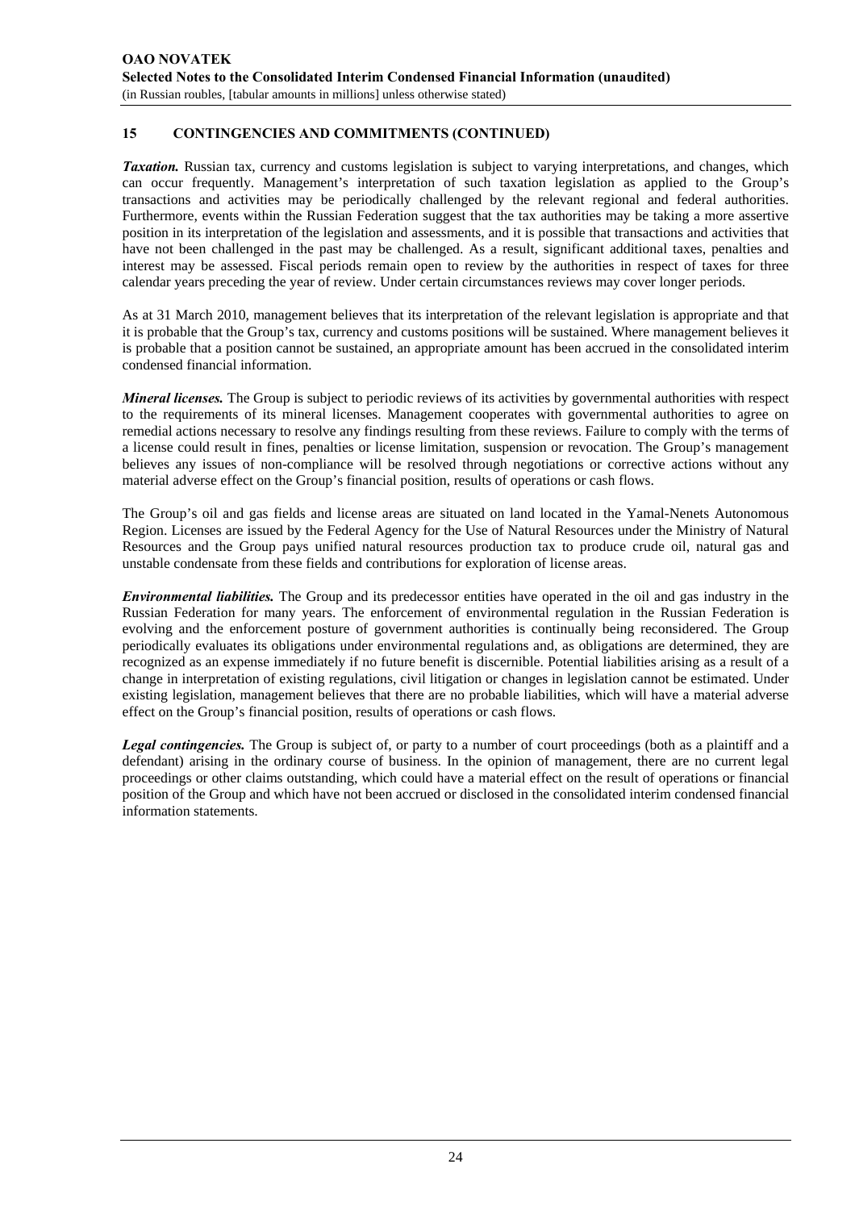## 15 CONTINGENCIES AND COMMITMENTS (CONTINUED)

***Taxation.*** Russian tax, currency and customs legislation is subject to varying interpretations, and changes, which can occur frequently. Management's interpretation of such taxation legislation as applied to the Group's transactions and activities may be periodically challenged by the relevant regional and federal authorities. Furthermore, events within the Russian Federation suggest that the tax authorities may be taking a more assertive position in its interpretation of the legislation and assessments, and it is possible that transactions and activities that have not been challenged in the past may be challenged. As a result, significant additional taxes, penalties and interest may be assessed. Fiscal periods remain open to review by the authorities in respect of taxes for three calendar years preceding the year of review. Under certain circumstances reviews may cover longer periods.

As at 31 March 2010, management believes that its interpretation of the relevant legislation is appropriate and that it is probable that the Group's tax, currency and customs positions will be sustained. Where management believes it is probable that a position cannot be sustained, an appropriate amount has been accrued in the consolidated interim condensed financial information.

***Mineral licenses.*** The Group is subject to periodic reviews of its activities by governmental authorities with respect to the requirements of its mineral licenses. Management cooperates with governmental authorities to agree on remedial actions necessary to resolve any findings resulting from these reviews. Failure to comply with the terms of a license could result in fines, penalties or license limitation, suspension or revocation. The Group's management believes any issues of non-compliance will be resolved through negotiations or corrective actions without any material adverse effect on the Group's financial position, results of operations or cash flows.

The Group's oil and gas fields and license areas are situated on land located in the Yamal-Nenets Autonomous Region. Licenses are issued by the Federal Agency for the Use of Natural Resources under the Ministry of Natural Resources and the Group pays unified natural resources production tax to produce crude oil, natural gas and unstable condensate from these fields and contributions for exploration of license areas.

***Environmental liabilities.*** The Group and its predecessor entities have operated in the oil and gas industry in the Russian Federation for many years. The enforcement of environmental regulation in the Russian Federation is evolving and the enforcement posture of government authorities is continually being reconsidered. The Group periodically evaluates its obligations under environmental regulations and, as obligations are determined, they are recognized as an expense immediately if no future benefit is discernible. Potential liabilities arising as a result of a change in interpretation of existing regulations, civil litigation or changes in legislation cannot be estimated. Under existing legislation, management believes that there are no probable liabilities, which will have a material adverse effect on the Group's financial position, results of operations or cash flows.

***Legal contingencies.*** The Group is subject of, or party to a number of court proceedings (both as a plaintiff and a defendant) arising in the ordinary course of business. In the opinion of management, there are no current legal proceedings or other claims outstanding, which could have a material effect on the result of operations or financial position of the Group and which have not been accrued or disclosed in the consolidated interim condensed financial information statements.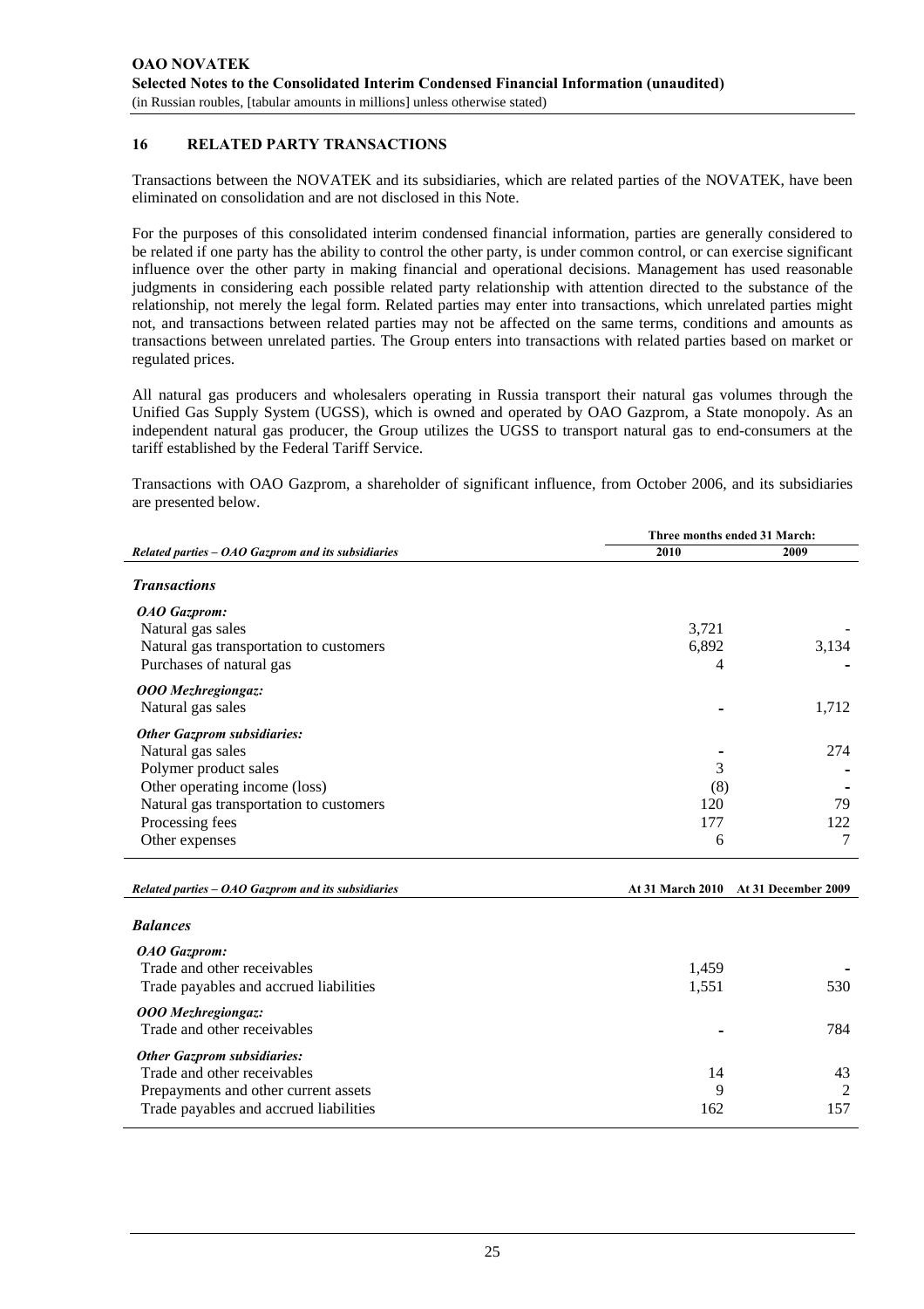## 16 RELATED PARTY TRANSACTIONS

Transactions between the NOVATEK and its subsidiaries, which are related parties of the NOVATEK, have been eliminated on consolidation and are not disclosed in this Note.

For the purposes of this consolidated interim condensed financial information, parties are generally considered to be related if one party has the ability to control the other party, is under common control, or can exercise significant influence over the other party in making financial and operational decisions. Management has used reasonable judgments in considering each possible related party relationship with attention directed to the substance of the relationship, not merely the legal form. Related parties may enter into transactions, which unrelated parties might not, and transactions between related parties may not be affected on the same terms, conditions and amounts as transactions between unrelated parties. The Group enters into transactions with related parties based on market or regulated prices.

All natural gas producers and wholesalers operating in Russia transport their natural gas volumes through the Unified Gas Supply System (UGSS), which is owned and operated by OAO Gazprom, a State monopoly. As an independent natural gas producer, the Group utilizes the UGSS to transport natural gas to end-consumers at the tariff established by the Federal Tariff Service.

Transactions with OAO Gazprom, a shareholder of significant influence, from October 2006, and its subsidiaries are presented below.

| | Three months ended 31 March: | |
|---|---|---|
| ***Related parties – OAO Gazprom and its subsidiaries*** | **2010** | **2009** |
| ***Transactions*** | | |
| ***OAO Gazprom:*** | | |
| Natural gas sales | 3,721 | - |
| Natural gas transportation to customers | 6,892 | 3,134 |
| Purchases of natural gas | 4 | - |
| ***OOO Mezhregiongaz:*** | | |
| Natural gas sales | - | 1,712 |
| ***Other Gazprom subsidiaries:*** | | |
| Natural gas sales | - | 274 |
| Polymer product sales | 3 | - |
| Other operating income (loss) | (8) | - |
| Natural gas transportation to customers | 120 | 79 |
| Processing fees | 177 | 122 |
| Other expenses | 6 | 7 |

| ***Related parties – OAO Gazprom and its subsidiaries*** | **At 31 March 2010** | **At 31 December 2009** |
|---|---|---|
| ***Balances*** | | |
| ***OAO Gazprom:*** | | |
| Trade and other receivables | 1,459 | - |
| Trade payables and accrued liabilities | 1,551 | 530 |
| ***OOO Mezhregiongaz:*** | | |
| Trade and other receivables | - | 784 |
| ***Other Gazprom subsidiaries:*** | | |
| Trade and other receivables | 14 | 43 |
| Prepayments and other current assets | 9 | 2 |
| Trade payables and accrued liabilities | 162 | 157 |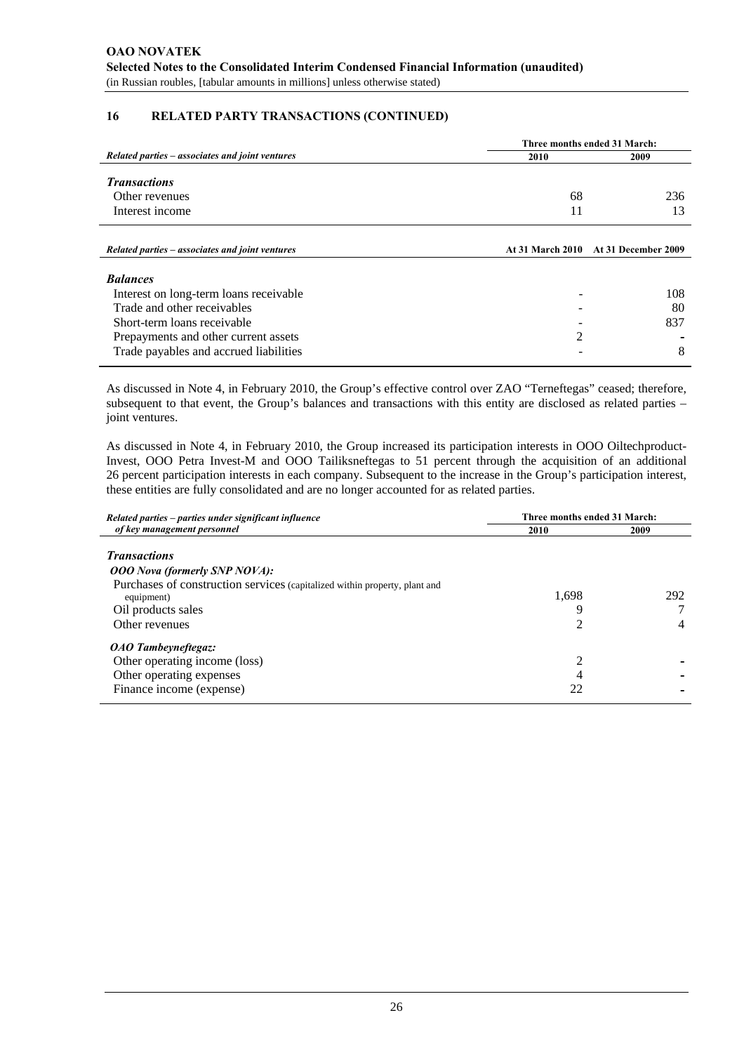**OAO NOVATEK**
**Selected Notes to the Consolidated Interim Condensed Financial Information (unaudited)**
(in Russian roubles, [tabular amounts in millions] unless otherwise stated)

## 16 RELATED PARTY TRANSACTIONS (CONTINUED)

| *Related parties – associates and joint ventures* | Three months ended 31 March: | |
|---|---|---|
| | **2010** | **2009** |
| ***Transactions*** | | |
| Other revenues | 68 | 236 |
| Interest income | 11 | 13 |

| *Related parties – associates and joint ventures* | At 31 March 2010 | At 31 December 2009 |
|---|---|---|
| ***Balances*** | | |
| Interest on long-term loans receivable | - | 108 |
| Trade and other receivables | - | 80 |
| Short-term loans receivable | - | 837 |
| Prepayments and other current assets | 2 | - |
| Trade payables and accrued liabilities | - | 8 |

As discussed in Note 4, in February 2010, the Group's effective control over ZAO "Terneftegas" ceased; therefore, subsequent to that event, the Group's balances and transactions with this entity are disclosed as related parties – joint ventures.

As discussed in Note 4, in February 2010, the Group increased its participation interests in OOO Oiltechproduct-Invest, OOO Petra Invest-M and OOO Tailiksneftegas to 51 percent through the acquisition of an additional 26 percent participation interests in each company. Subsequent to the increase in the Group's participation interest, these entities are fully consolidated and are no longer accounted for as related parties.

| *Related parties – parties under significant influence of key management personnel* | Three months ended 31 March: | |
|---|---|---|
| | **2010** | **2009** |
| ***Transactions*** | | |
| ***OOO Nova (formerly SNP NOVA):*** | | |
| Purchases of construction services (capitalized within property, plant and equipment) | 1,698 | 292 |
| Oil products sales | 9 | 7 |
| Other revenues | 2 | 4 |
| ***OAO Tambeyneftegaz:*** | | |
| Other operating income (loss) | 2 | - |
| Other operating expenses | 4 | - |
| Finance income (expense) | 22 | - |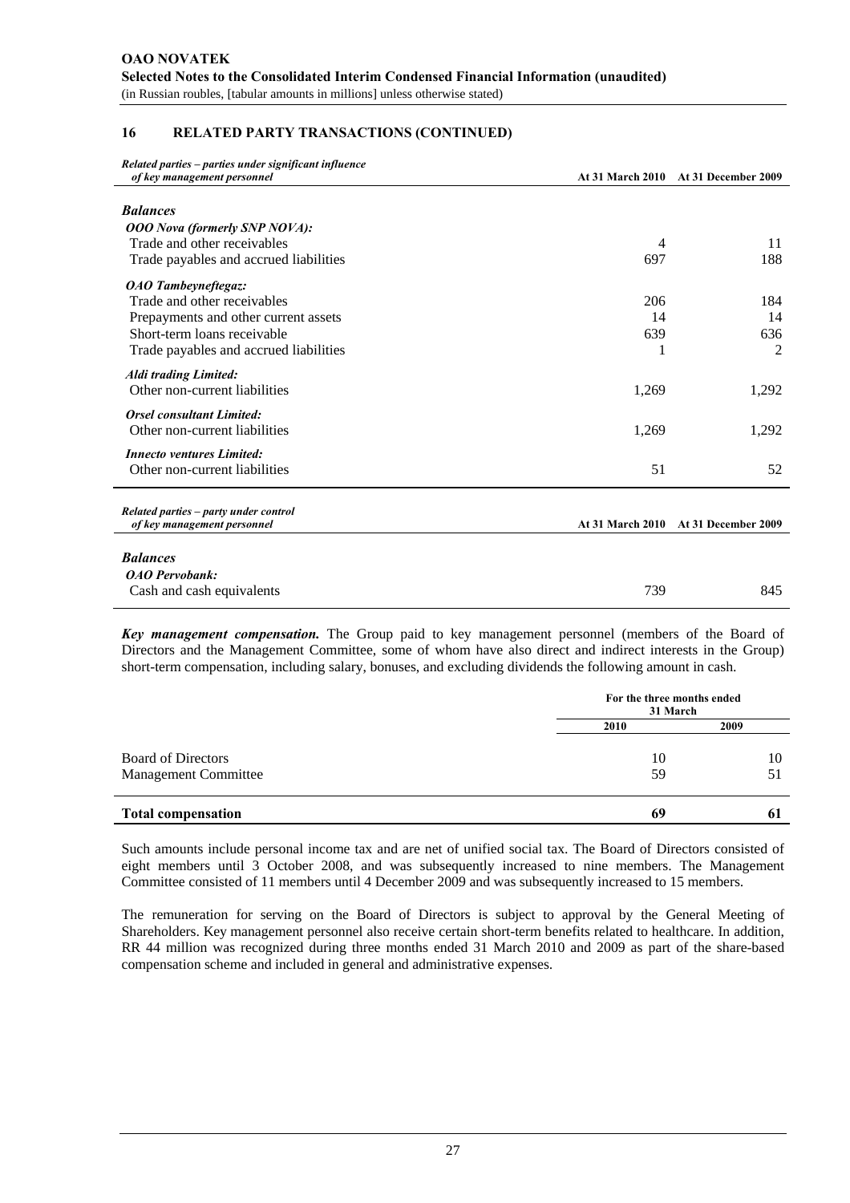## 16 RELATED PARTY TRANSACTIONS (CONTINUED)

| *Related parties – parties under significant influence of key management personnel* | At 31 March 2010 | At 31 December 2009 |
|---|---|---|
| ***Balances*** | | |
| ***OOO Nova (formerly SNP NOVA):*** | | |
| Trade and other receivables | 4 | 11 |
| Trade payables and accrued liabilities | 697 | 188 |
| ***OAO Tambeyneftegaz:*** | | |
| Trade and other receivables | 206 | 184 |
| Prepayments and other current assets | 14 | 14 |
| Short-term loans receivable | 639 | 636 |
| Trade payables and accrued liabilities | 1 | 2 |
| ***Aldi trading Limited:*** | | |
| Other non-current liabilities | 1,269 | 1,292 |
| ***Orsel consultant Limited:*** | | |
| Other non-current liabilities | 1,269 | 1,292 |
| ***Innecto ventures Limited:*** | | |
| Other non-current liabilities | 51 | 52 |

| *Related parties – party under control of key management personnel* | At 31 March 2010 | At 31 December 2009 |
|---|---|---|
| ***Balances*** | | |
| ***OAO Pervobank:*** | | |
| Cash and cash equivalents | 739 | 845 |

***Key management compensation.*** The Group paid to key management personnel (members of the Board of Directors and the Management Committee, some of whom have also direct and indirect interests in the Group) short-term compensation, including salary, bonuses, and excluding dividends the following amount in cash.

| | For the three months ended 31 March | |
|---|---|---|
| | 2010 | 2009 |
| Board of Directors | 10 | 10 |
| Management Committee | 59 | 51 |
| **Total compensation** | **69** | **61** |

Such amounts include personal income tax and are net of unified social tax. The Board of Directors consisted of eight members until 3 October 2008, and was subsequently increased to nine members. The Management Committee consisted of 11 members until 4 December 2009 and was subsequently increased to 15 members.

The remuneration for serving on the Board of Directors is subject to approval by the General Meeting of Shareholders. Key management personnel also receive certain short-term benefits related to healthcare. In addition, RR 44 million was recognized during three months ended 31 March 2010 and 2009 as part of the share-based compensation scheme and included in general and administrative expenses.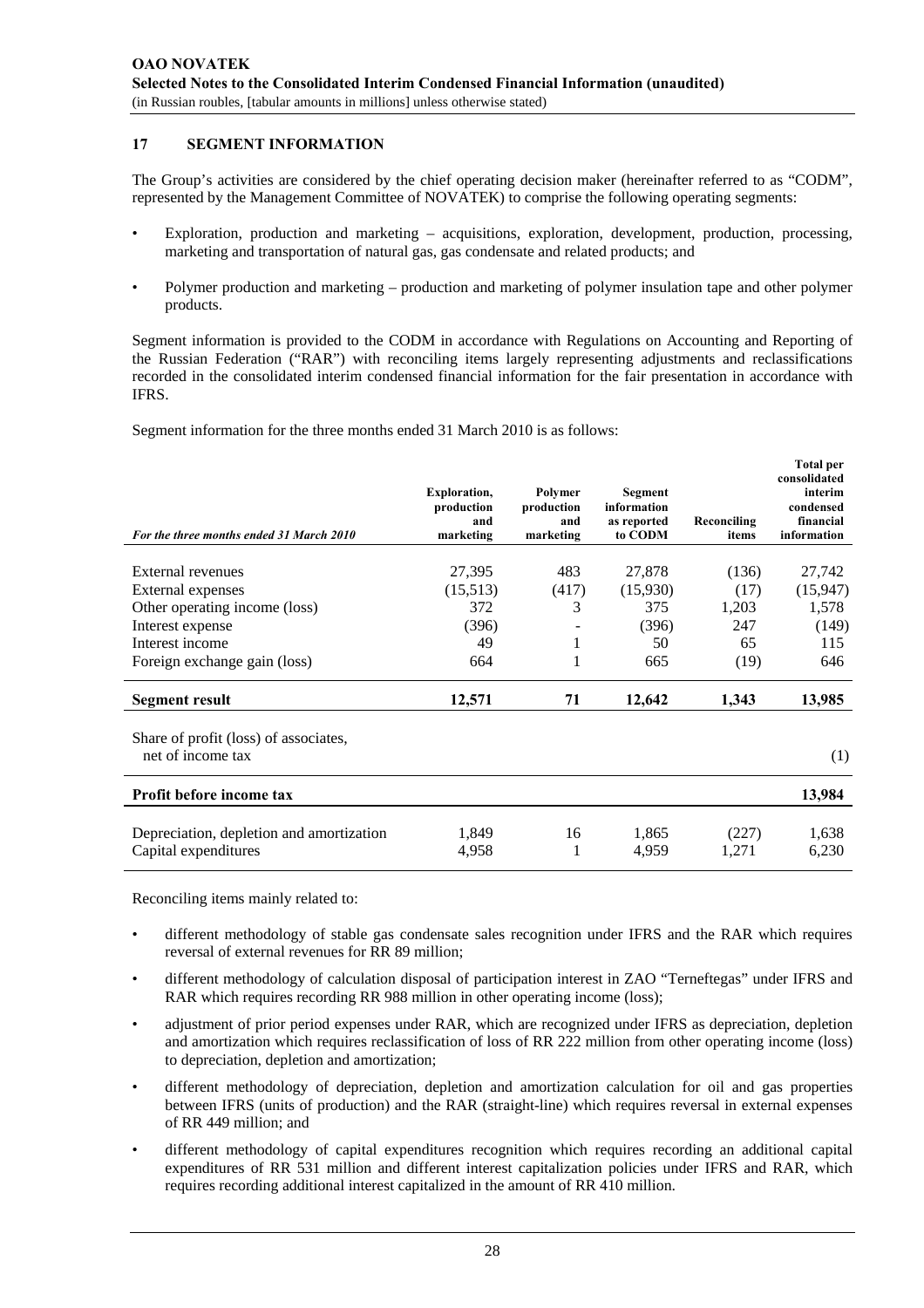## 17 SEGMENT INFORMATION

The Group's activities are considered by the chief operating decision maker (hereinafter referred to as "CODM", represented by the Management Committee of NOVATEK) to comprise the following operating segments:

- Exploration, production and marketing – acquisitions, exploration, development, production, processing, marketing and transportation of natural gas, gas condensate and related products; and
- Polymer production and marketing – production and marketing of polymer insulation tape and other polymer products.

Segment information is provided to the CODM in accordance with Regulations on Accounting and Reporting of the Russian Federation ("RAR") with reconciling items largely representing adjustments and reclassifications recorded in the consolidated interim condensed financial information for the fair presentation in accordance with IFRS.

Segment information for the three months ended 31 March 2010 is as follows:

| *For the three months ended 31 March 2010* | Exploration, production and marketing | Polymer production and marketing | Segment information as reported to CODM | Reconciling items | Total per consolidated interim condensed financial information |
|---|---|---|---|---|---|
| External revenues | 27,395 | 483 | 27,878 | (136) | 27,742 |
| External expenses | (15,513) | (417) | (15,930) | (17) | (15,947) |
| Other operating income (loss) | 372 | 3 | 375 | 1,203 | 1,578 |
| Interest expense | (396) | - | (396) | 247 | (149) |
| Interest income | 49 | 1 | 50 | 65 | 115 |
| Foreign exchange gain (loss) | 664 | 1 | 665 | (19) | 646 |
| **Segment result** | **12,571** | **71** | **12,642** | **1,343** | **13,985** |
| Share of profit (loss) of associates, net of income tax | | | | | (1) |
| **Profit before income tax** | | | | | **13,984** |
| Depreciation, depletion and amortization | 1,849 | 16 | 1,865 | (227) | 1,638 |
| Capital expenditures | 4,958 | 1 | 4,959 | 1,271 | 6,230 |

Reconciling items mainly related to:

- different methodology of stable gas condensate sales recognition under IFRS and the RAR which requires reversal of external revenues for RR 89 million;
- different methodology of calculation disposal of participation interest in ZAO "Terneftegas" under IFRS and RAR which requires recording RR 988 million in other operating income (loss);
- adjustment of prior period expenses under RAR, which are recognized under IFRS as depreciation, depletion and amortization which requires reclassification of loss of RR 222 million from other operating income (loss) to depreciation, depletion and amortization;
- different methodology of depreciation, depletion and amortization calculation for oil and gas properties between IFRS (units of production) and the RAR (straight-line) which requires reversal in external expenses of RR 449 million; and
- different methodology of capital expenditures recognition which requires recording an additional capital expenditures of RR 531 million and different interest capitalization policies under IFRS and RAR, which requires recording additional interest capitalized in the amount of RR 410 million.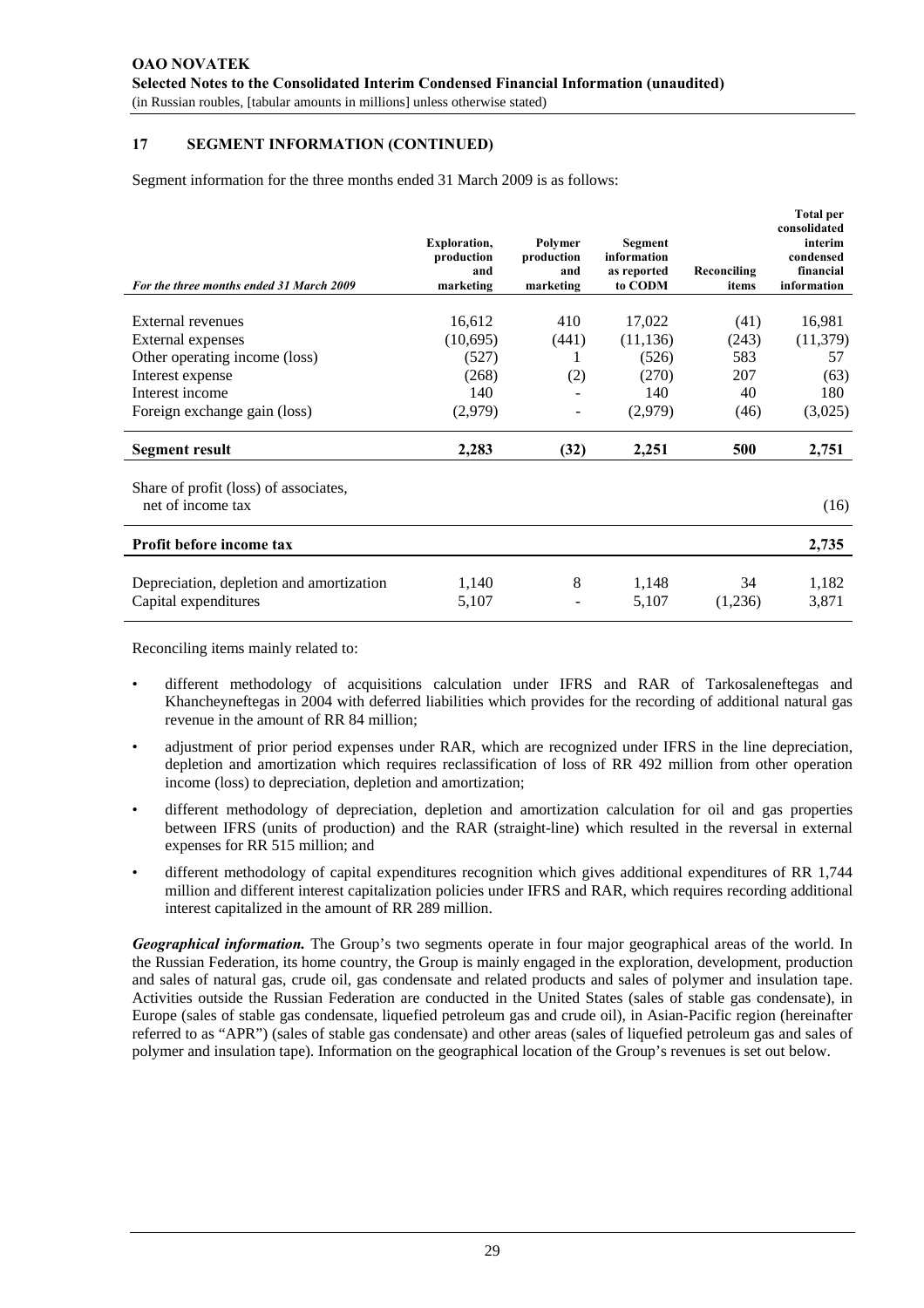## 17 SEGMENT INFORMATION (CONTINUED)

Segment information for the three months ended 31 March 2009 is as follows:

| *For the three months ended 31 March 2009* | Exploration, production and marketing | Polymer production and marketing | Segment information as reported to CODM | Reconciling items | Total per consolidated interim condensed financial information |
|---|---|---|---|---|---|
| External revenues | 16,612 | 410 | 17,022 | (41) | 16,981 |
| External expenses | (10,695) | (441) | (11,136) | (243) | (11,379) |
| Other operating income (loss) | (527) | 1 | (526) | 583 | 57 |
| Interest expense | (268) | (2) | (270) | 207 | (63) |
| Interest income | 140 | - | 140 | 40 | 180 |
| Foreign exchange gain (loss) | (2,979) | - | (2,979) | (46) | (3,025) |
| **Segment result** | **2,283** | **(32)** | **2,251** | **500** | **2,751** |
| Share of profit (loss) of associates, net of income tax | | | | | (16) |
| **Profit before income tax** | | | | | **2,735** |
| Depreciation, depletion and amortization | 1,140 | 8 | 1,148 | 34 | 1,182 |
| Capital expenditures | 5,107 | - | 5,107 | (1,236) | 3,871 |

Reconciling items mainly related to:

- different methodology of acquisitions calculation under IFRS and RAR of Tarkosaleneftegas and Khancheyneftegas in 2004 with deferred liabilities which provides for the recording of additional natural gas revenue in the amount of RR 84 million;
- adjustment of prior period expenses under RAR, which are recognized under IFRS in the line depreciation, depletion and amortization which requires reclassification of loss of RR 492 million from other operation income (loss) to depreciation, depletion and amortization;
- different methodology of depreciation, depletion and amortization calculation for oil and gas properties between IFRS (units of production) and the RAR (straight-line) which resulted in the reversal in external expenses for RR 515 million; and
- different methodology of capital expenditures recognition which gives additional expenditures of RR 1,744 million and different interest capitalization policies under IFRS and RAR, which requires recording additional interest capitalized in the amount of RR 289 million.

***Geographical information.*** The Group's two segments operate in four major geographical areas of the world. In the Russian Federation, its home country, the Group is mainly engaged in the exploration, development, production and sales of natural gas, crude oil, gas condensate and related products and sales of polymer and insulation tape. Activities outside the Russian Federation are conducted in the United States (sales of stable gas condensate), in Europe (sales of stable gas condensate, liquefied petroleum gas and crude oil), in Asian-Pacific region (hereinafter referred to as "APR") (sales of stable gas condensate) and other areas (sales of liquefied petroleum gas and sales of polymer and insulation tape). Information on the geographical location of the Group's revenues is set out below.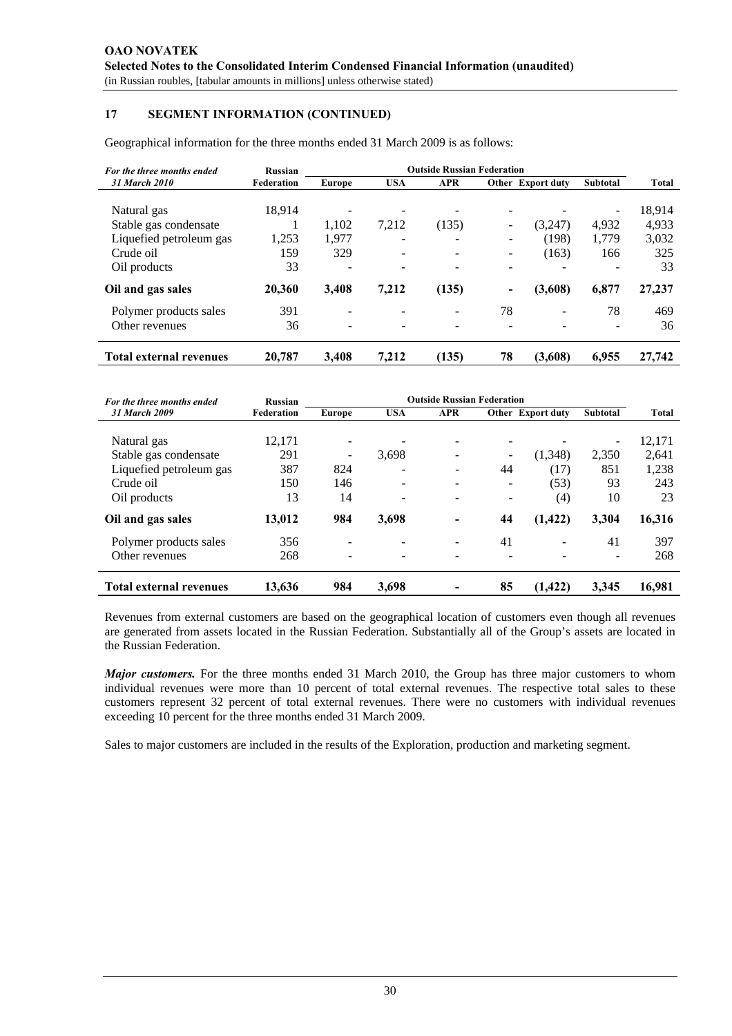## 17 SEGMENT INFORMATION (CONTINUED)

Geographical information for the three months ended 31 March 2009 is as follows:

| *For the three months ended 31 March 2010* | Russian Federation | Outside Russian Federation | | | | | | Total |
|---|---|---|---|---|---|---|---|---|
| | | Europe | USA | APR | Other | Export duty | Subtotal | |
| Natural gas | 18,914 | - | - | - | - | - | - | 18,914 |
| Stable gas condensate | 1 | 1,102 | 7,212 | (135) | - | (3,247) | 4,932 | 4,933 |
| Liquefied petroleum gas | 1,253 | 1,977 | - | - | - | (198) | 1,779 | 3,032 |
| Crude oil | 159 | 329 | - | - | - | (163) | 166 | 325 |
| Oil products | 33 | - | - | - | - | - | - | 33 |
| **Oil and gas sales** | **20,360** | **3,408** | **7,212** | **(135)** | **-** | **(3,608)** | **6,877** | **27,237** |
| Polymer products sales | 391 | - | - | - | 78 | - | 78 | 469 |
| Other revenues | 36 | - | - | - | - | - | - | 36 |
| **Total external revenues** | **20,787** | **3,408** | **7,212** | **(135)** | **78** | **(3,608)** | **6,955** | **27,742** |

| *For the three months ended 31 March 2009* | Russian Federation | Outside Russian Federation | | | | | | Total |
|---|---|---|---|---|---|---|---|---|
| | | Europe | USA | APR | Other | Export duty | Subtotal | |
| Natural gas | 12,171 | - | - | - | - | - | - | 12,171 |
| Stable gas condensate | 291 | - | 3,698 | - | - | (1,348) | 2,350 | 2,641 |
| Liquefied petroleum gas | 387 | 824 | - | - | 44 | (17) | 851 | 1,238 |
| Crude oil | 150 | 146 | - | - | - | (53) | 93 | 243 |
| Oil products | 13 | 14 | - | - | - | (4) | 10 | 23 |
| **Oil and gas sales** | **13,012** | **984** | **3,698** | **-** | **44** | **(1,422)** | **3,304** | **16,316** |
| Polymer products sales | 356 | - | - | - | 41 | - | 41 | 397 |
| Other revenues | 268 | - | - | - | - | - | - | 268 |
| **Total external revenues** | **13,636** | **984** | **3,698** | **-** | **85** | **(1,422)** | **3,345** | **16,981** |

Revenues from external customers are based on the geographical location of customers even though all revenues are generated from assets located in the Russian Federation. Substantially all of the Group's assets are located in the Russian Federation.

***Major customers.*** For the three months ended 31 March 2010, the Group has three major customers to whom individual revenues were more than 10 percent of total external revenues. The respective total sales to these customers represent 32 percent of total external revenues. There were no customers with individual revenues exceeding 10 percent for the three months ended 31 March 2009.

Sales to major customers are included in the results of the Exploration, production and marketing segment.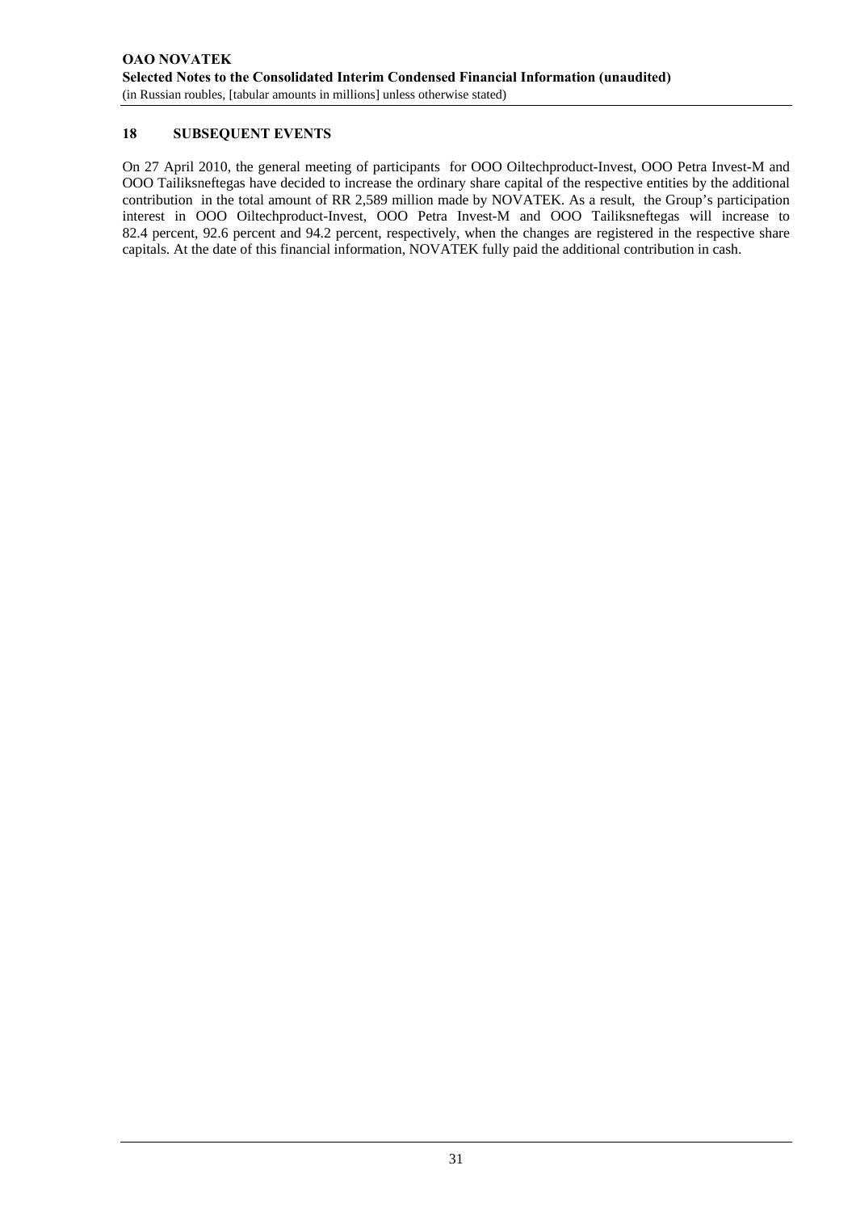## 18 SUBSEQUENT EVENTS

On 27 April 2010, the general meeting of participants for OOO Oiltechproduct-Invest, OOO Petra Invest-M and OOO Tailiksneftegas have decided to increase the ordinary share capital of the respective entities by the additional contribution in the total amount of RR 2,589 million made by NOVATEK. As a result, the Group's participation interest in OOO Oiltechproduct-Invest, OOO Petra Invest-M and OOO Tailiksneftegas will increase to 82.4 percent, 92.6 percent and 94.2 percent, respectively, when the changes are registered in the respective share capitals. At the date of this financial information, NOVATEK fully paid the additional contribution in cash.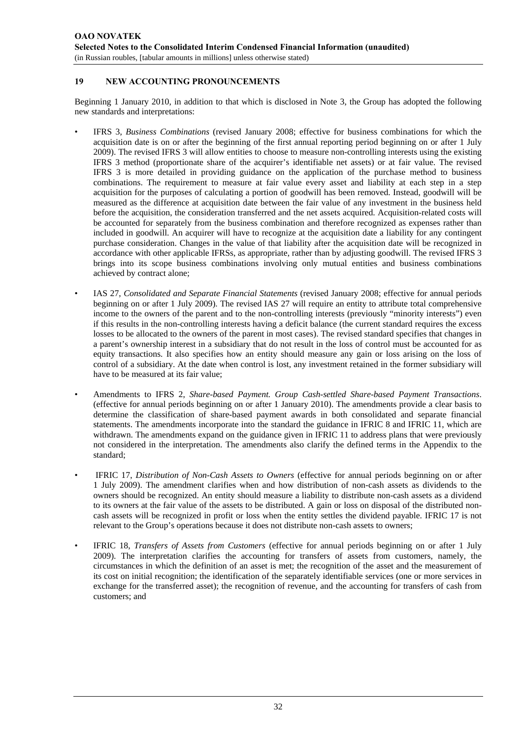## 19 NEW ACCOUNTING PRONOUNCEMENTS

Beginning 1 January 2010, in addition to that which is disclosed in Note 3, the Group has adopted the following new standards and interpretations:

- IFRS 3, *Business Combinations* (revised January 2008; effective for business combinations for which the acquisition date is on or after the beginning of the first annual reporting period beginning on or after 1 July 2009). The revised IFRS 3 will allow entities to choose to measure non-controlling interests using the existing IFRS 3 method (proportionate share of the acquirer's identifiable net assets) or at fair value. The revised IFRS 3 is more detailed in providing guidance on the application of the purchase method to business combinations. The requirement to measure at fair value every asset and liability at each step in a step acquisition for the purposes of calculating a portion of goodwill has been removed. Instead, goodwill will be measured as the difference at acquisition date between the fair value of any investment in the business held before the acquisition, the consideration transferred and the net assets acquired. Acquisition-related costs will be accounted for separately from the business combination and therefore recognized as expenses rather than included in goodwill. An acquirer will have to recognize at the acquisition date a liability for any contingent purchase consideration. Changes in the value of that liability after the acquisition date will be recognized in accordance with other applicable IFRSs, as appropriate, rather than by adjusting goodwill. The revised IFRS 3 brings into its scope business combinations involving only mutual entities and business combinations achieved by contract alone;

- IAS 27, *Consolidated and Separate Financial Statements* (revised January 2008; effective for annual periods beginning on or after 1 July 2009). The revised IAS 27 will require an entity to attribute total comprehensive income to the owners of the parent and to the non-controlling interests (previously "minority interests") even if this results in the non-controlling interests having a deficit balance (the current standard requires the excess losses to be allocated to the owners of the parent in most cases). The revised standard specifies that changes in a parent's ownership interest in a subsidiary that do not result in the loss of control must be accounted for as equity transactions. It also specifies how an entity should measure any gain or loss arising on the loss of control of a subsidiary. At the date when control is lost, any investment retained in the former subsidiary will have to be measured at its fair value;

- Amendments to IFRS 2, *Share-based Payment. Group Cash-settled Share-based Payment Transactions*. (effective for annual periods beginning on or after 1 January 2010). The amendments provide a clear basis to determine the classification of share-based payment awards in both consolidated and separate financial statements. The amendments incorporate into the standard the guidance in IFRIC 8 and IFRIC 11, which are withdrawn. The amendments expand on the guidance given in IFRIC 11 to address plans that were previously not considered in the interpretation. The amendments also clarify the defined terms in the Appendix to the standard;

- IFRIC 17, *Distribution of Non-Cash Assets to Owners* (effective for annual periods beginning on or after 1 July 2009). The amendment clarifies when and how distribution of non-cash assets as dividends to the owners should be recognized. An entity should measure a liability to distribute non-cash assets as a dividend to its owners at the fair value of the assets to be distributed. A gain or loss on disposal of the distributed non-cash assets will be recognized in profit or loss when the entity settles the dividend payable. IFRIC 17 is not relevant to the Group's operations because it does not distribute non-cash assets to owners;

- IFRIC 18, *Transfers of Assets from Customers* (effective for annual periods beginning on or after 1 July 2009). The interpretation clarifies the accounting for transfers of assets from customers, namely, the circumstances in which the definition of an asset is met; the recognition of the asset and the measurement of its cost on initial recognition; the identification of the separately identifiable services (one or more services in exchange for the transferred asset); the recognition of revenue, and the accounting for transfers of cash from customers; and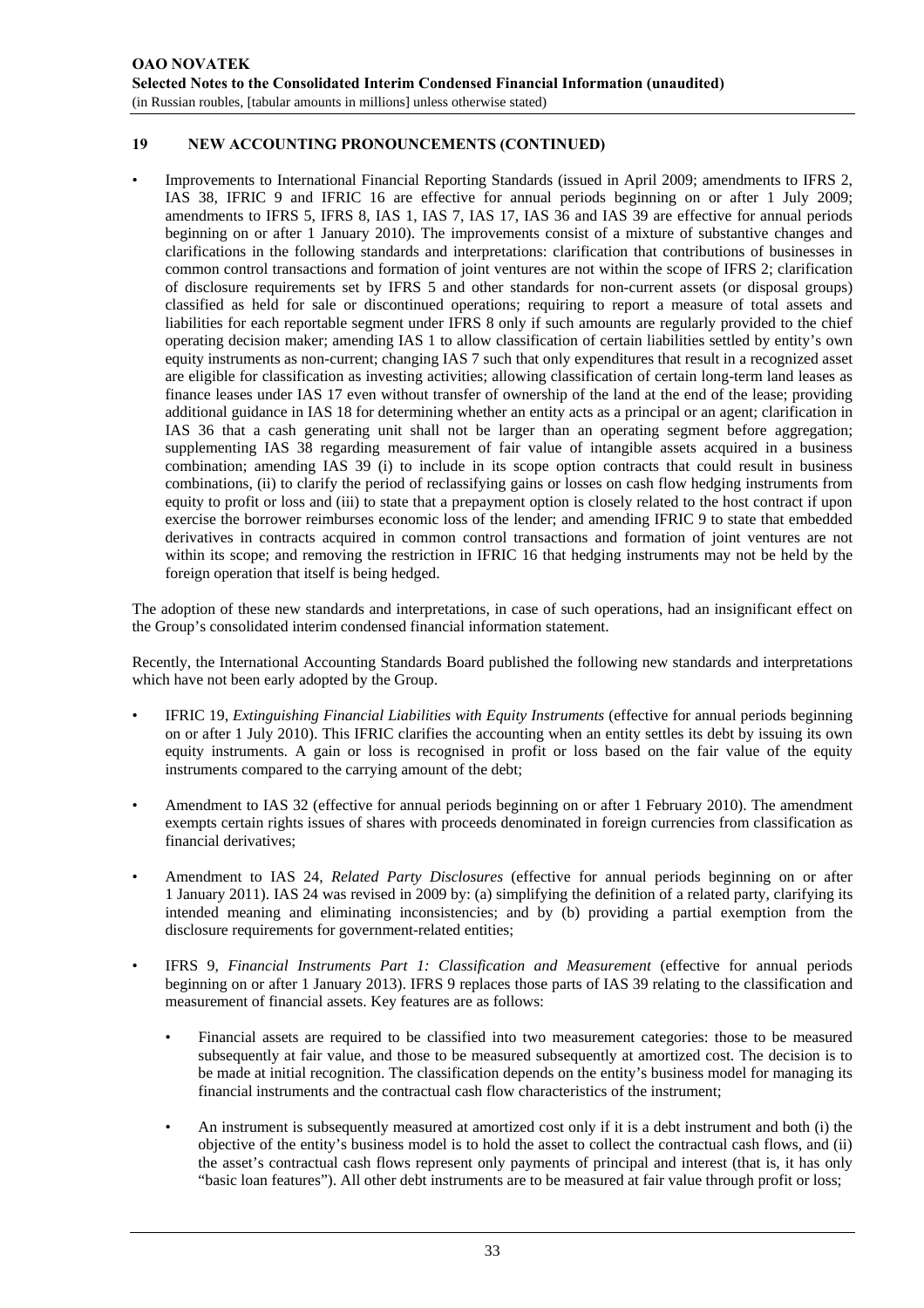## 19 NEW ACCOUNTING PRONOUNCEMENTS (CONTINUED)

- Improvements to International Financial Reporting Standards (issued in April 2009; amendments to IFRS 2, IAS 38, IFRIC 9 and IFRIC 16 are effective for annual periods beginning on or after 1 July 2009; amendments to IFRS 5, IFRS 8, IAS 1, IAS 7, IAS 17, IAS 36 and IAS 39 are effective for annual periods beginning on or after 1 January 2010). The improvements consist of a mixture of substantive changes and clarifications in the following standards and interpretations: clarification that contributions of businesses in common control transactions and formation of joint ventures are not within the scope of IFRS 2; clarification of disclosure requirements set by IFRS 5 and other standards for non-current assets (or disposal groups) classified as held for sale or discontinued operations; requiring to report a measure of total assets and liabilities for each reportable segment under IFRS 8 only if such amounts are regularly provided to the chief operating decision maker; amending IAS 1 to allow classification of certain liabilities settled by entity's own equity instruments as non-current; changing IAS 7 such that only expenditures that result in a recognized asset are eligible for classification as investing activities; allowing classification of certain long-term land leases as finance leases under IAS 17 even without transfer of ownership of the land at the end of the lease; providing additional guidance in IAS 18 for determining whether an entity acts as a principal or an agent; clarification in IAS 36 that a cash generating unit shall not be larger than an operating segment before aggregation; supplementing IAS 38 regarding measurement of fair value of intangible assets acquired in a business combination; amending IAS 39 (i) to include in its scope option contracts that could result in business combinations, (ii) to clarify the period of reclassifying gains or losses on cash flow hedging instruments from equity to profit or loss and (iii) to state that a prepayment option is closely related to the host contract if upon exercise the borrower reimburses economic loss of the lender; and amending IFRIC 9 to state that embedded derivatives in contracts acquired in common control transactions and formation of joint ventures are not within its scope; and removing the restriction in IFRIC 16 that hedging instruments may not be held by the foreign operation that itself is being hedged.

The adoption of these new standards and interpretations, in case of such operations, had an insignificant effect on the Group's consolidated interim condensed financial information statement.

Recently, the International Accounting Standards Board published the following new standards and interpretations which have not been early adopted by the Group.

- IFRIC 19, *Extinguishing Financial Liabilities with Equity Instruments* (effective for annual periods beginning on or after 1 July 2010). This IFRIC clarifies the accounting when an entity settles its debt by issuing its own equity instruments. A gain or loss is recognised in profit or loss based on the fair value of the equity instruments compared to the carrying amount of the debt;

- Amendment to IAS 32 (effective for annual periods beginning on or after 1 February 2010). The amendment exempts certain rights issues of shares with proceeds denominated in foreign currencies from classification as financial derivatives;

- Amendment to IAS 24, *Related Party Disclosures* (effective for annual periods beginning on or after 1 January 2011). IAS 24 was revised in 2009 by: (a) simplifying the definition of a related party, clarifying its intended meaning and eliminating inconsistencies; and by (b) providing a partial exemption from the disclosure requirements for government-related entities;

- IFRS 9, *Financial Instruments Part 1: Classification and Measurement* (effective for annual periods beginning on or after 1 January 2013). IFRS 9 replaces those parts of IAS 39 relating to the classification and measurement of financial assets. Key features are as follows:

  - Financial assets are required to be classified into two measurement categories: those to be measured subsequently at fair value, and those to be measured subsequently at amortized cost. The decision is to be made at initial recognition. The classification depends on the entity's business model for managing its financial instruments and the contractual cash flow characteristics of the instrument;

  - An instrument is subsequently measured at amortized cost only if it is a debt instrument and both (i) the objective of the entity's business model is to hold the asset to collect the contractual cash flows, and (ii) the asset's contractual cash flows represent only payments of principal and interest (that is, it has only "basic loan features"). All other debt instruments are to be measured at fair value through profit or loss;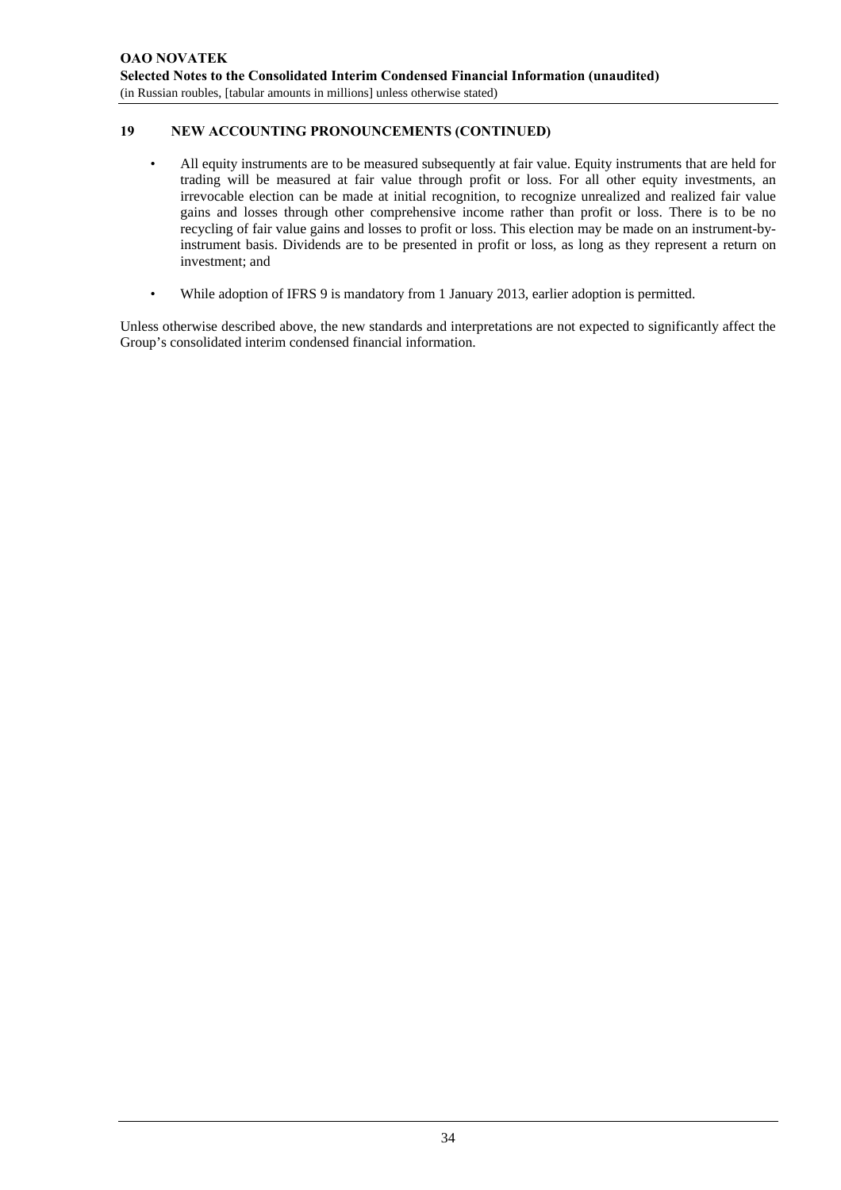## 19 NEW ACCOUNTING PRONOUNCEMENTS (CONTINUED)

- All equity instruments are to be measured subsequently at fair value. Equity instruments that are held for trading will be measured at fair value through profit or loss. For all other equity investments, an irrevocable election can be made at initial recognition, to recognize unrealized and realized fair value gains and losses through other comprehensive income rather than profit or loss. There is to be no recycling of fair value gains and losses to profit or loss. This election may be made on an instrument-by-instrument basis. Dividends are to be presented in profit or loss, as long as they represent a return on investment; and

- While adoption of IFRS 9 is mandatory from 1 January 2013, earlier adoption is permitted.

Unless otherwise described above, the new standards and interpretations are not expected to significantly affect the Group's consolidated interim condensed financial information.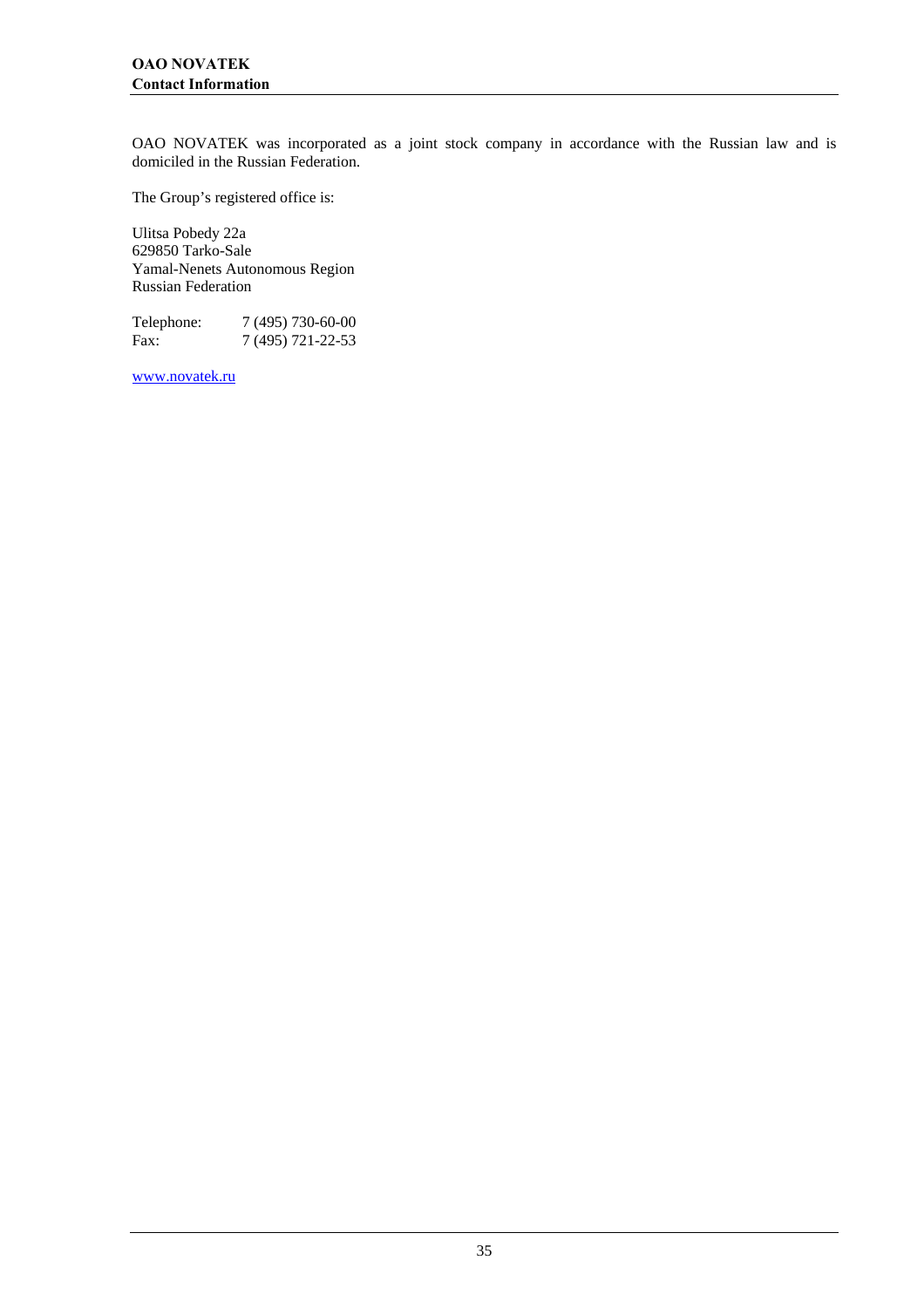**OAO NOVATEK**
**Contact Information**

OAO NOVATEK was incorporated as a joint stock company in accordance with the Russian law and is domiciled in the Russian Federation.

The Group's registered office is:

Ulitsa Pobedy 22a
629850 Tarko-Sale
Yamal-Nenets Autonomous Region
Russian Federation

| | |
|---|---|
| Telephone: | 7 (495) 730-60-00 |
| Fax: | 7 (495) 721-22-53 |

www.novatek.ru